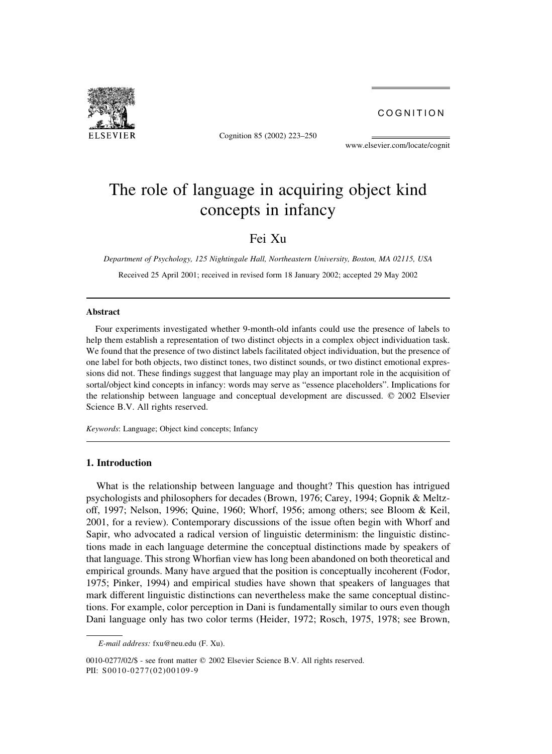# The role of language in acquiring object kind concepts in infancy

Fei Xu

*Department of Psychology, 125 Nightingale Hall, Northeastern University, Boston, MA 02115, USA*

Received 25 April 2001; received in revised form 18 January 2002; accepted 29 May 2002

## Abstract

Four experiments investigated whether 9-month-old infants could use the presence of labels to help them establish a representation of two distinct objects in a complex object individuation task. We found that the presence of two distinct labels facilitated object individuation, but the presence of one label for both objects, two distinct tones, two distinct sounds, or two distinct emotional expressions did not. These findings suggest that language may play an important role in the acquisition of sortal/object kind concepts in infancy: words may serve as "essence placeholders". Implications for the relationship between language and conceptual development are discussed. © 2002 Elsevier Science B.V. All rights reserved.

*Keywords*: Language; Object kind concepts; Infancy

## 1. Introduction

What is the relationship between language and thought? This question has intrigued psychologists and philosophers for decades (Brown, 1976; Carey, 1994; Gopnik & Meltzoff, 1997; Nelson, 1996; Quine, 1960; Whorf, 1956; among others; see Bloom & Keil, 2001, for a review). Contemporary discussions of the issue often begin with Whorf and Sapir, who advocated a radical version of linguistic determinism: the linguistic distinctions made in each language determine the conceptual distinctions made by speakers of that language. This strong Whorfian view has long been abandoned on both theoretical and empirical grounds. Many have argued that the position is conceptually incoherent (Fodor, 1975; Pinker, 1994) and empirical studies have shown that speakers of languages that mark different linguistic distinctions can nevertheless make the same conceptual distinctions. For example, color perception in Dani is fundamentally similar to ours even though Dani language only has two color terms (Heider, 1972; Rosch, 1975, 1978; see Brown,

*E-mail address:* fxu@neu.edu (F. Xu).

0010-0277/02/$ - see front matter © 2002 Elsevier Science B.V. All rights reserved.
PII: S0010-0277(02)00109-9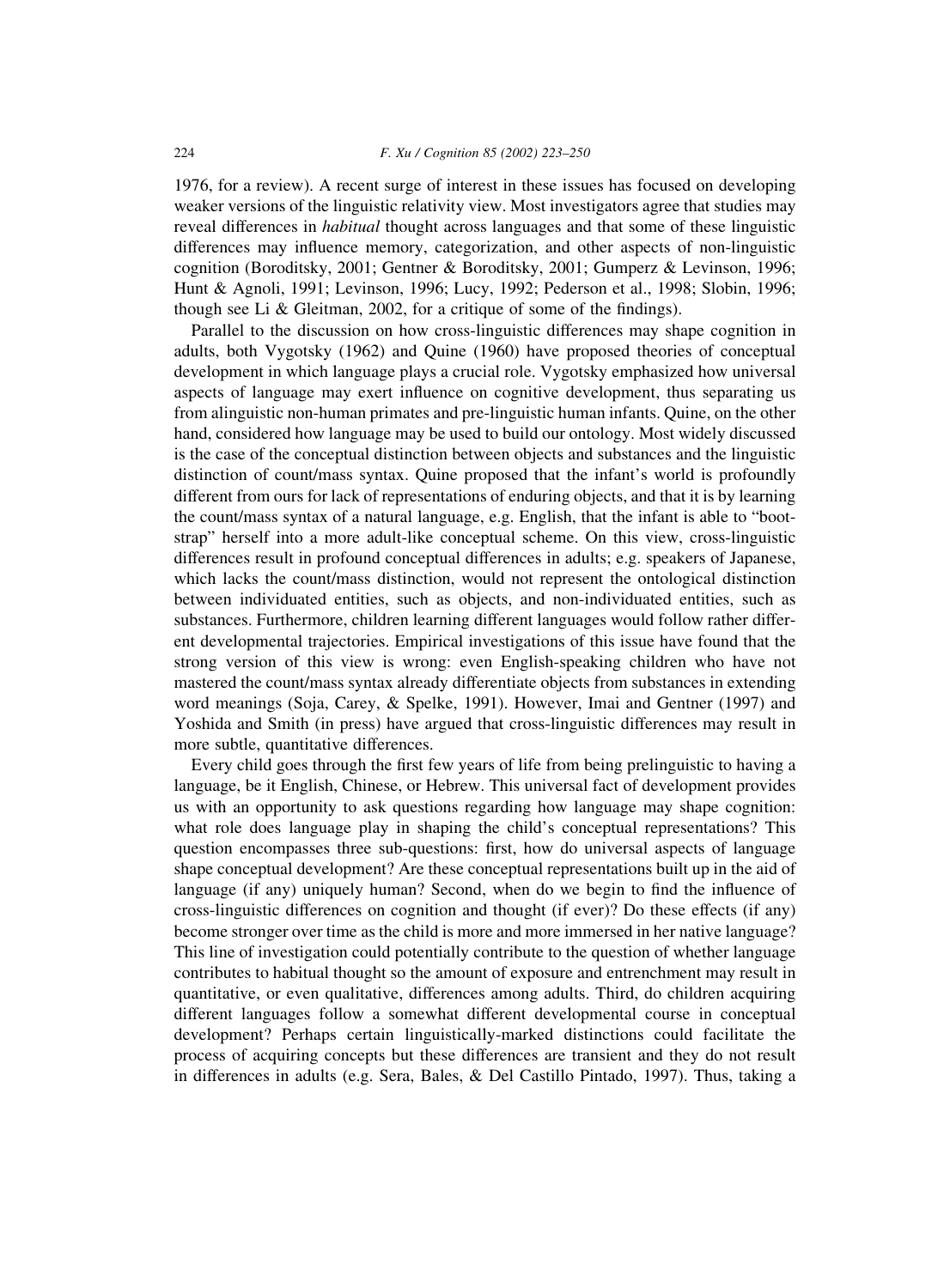1976, for a review). A recent surge of interest in these issues has focused on developing weaker versions of the linguistic relativity view. Most investigators agree that studies may reveal differences in *habitual* thought across languages and that some of these linguistic differences may influence memory, categorization, and other aspects of non-linguistic cognition (Boroditsky, 2001; Gentner & Boroditsky, 2001; Gumperz & Levinson, 1996; Hunt & Agnoli, 1991; Levinson, 1996; Lucy, 1992; Pederson et al., 1998; Slobin, 1996; though see Li & Gleitman, 2002, for a critique of some of the findings).

Parallel to the discussion on how cross-linguistic differences may shape cognition in adults, both Vygotsky (1962) and Quine (1960) have proposed theories of conceptual development in which language plays a crucial role. Vygotsky emphasized how universal aspects of language may exert influence on cognitive development, thus separating us from alinguistic non-human primates and pre-linguistic human infants. Quine, on the other hand, considered how language may be used to build our ontology. Most widely discussed is the case of the conceptual distinction between objects and substances and the linguistic distinction of count/mass syntax. Quine proposed that the infant's world is profoundly different from ours for lack of representations of enduring objects, and that it is by learning the count/mass syntax of a natural language, e.g. English, that the infant is able to "bootstrap" herself into a more adult-like conceptual scheme. On this view, cross-linguistic differences result in profound conceptual differences in adults; e.g. speakers of Japanese, which lacks the count/mass distinction, would not represent the ontological distinction between individuated entities, such as objects, and non-individuated entities, such as substances. Furthermore, children learning different languages would follow rather different developmental trajectories. Empirical investigations of this issue have found that the strong version of this view is wrong: even English-speaking children who have not mastered the count/mass syntax already differentiate objects from substances in extending word meanings (Soja, Carey, & Spelke, 1991). However, Imai and Gentner (1997) and Yoshida and Smith (in press) have argued that cross-linguistic differences may result in more subtle, quantitative differences.

Every child goes through the first few years of life from being prelinguistic to having a language, be it English, Chinese, or Hebrew. This universal fact of development provides us with an opportunity to ask questions regarding how language may shape cognition: what role does language play in shaping the child's conceptual representations? This question encompasses three sub-questions: first, how do universal aspects of language shape conceptual development? Are these conceptual representations built up in the aid of language (if any) uniquely human? Second, when do we begin to find the influence of cross-linguistic differences on cognition and thought (if ever)? Do these effects (if any) become stronger over time as the child is more and more immersed in her native language? This line of investigation could potentially contribute to the question of whether language contributes to habitual thought so the amount of exposure and entrenchment may result in quantitative, or even qualitative, differences among adults. Third, do children acquiring different languages follow a somewhat different developmental course in conceptual development? Perhaps certain linguistically-marked distinctions could facilitate the process of acquiring concepts but these differences are transient and they do not result in differences in adults (e.g. Sera, Bales, & Del Castillo Pintado, 1997). Thus, taking a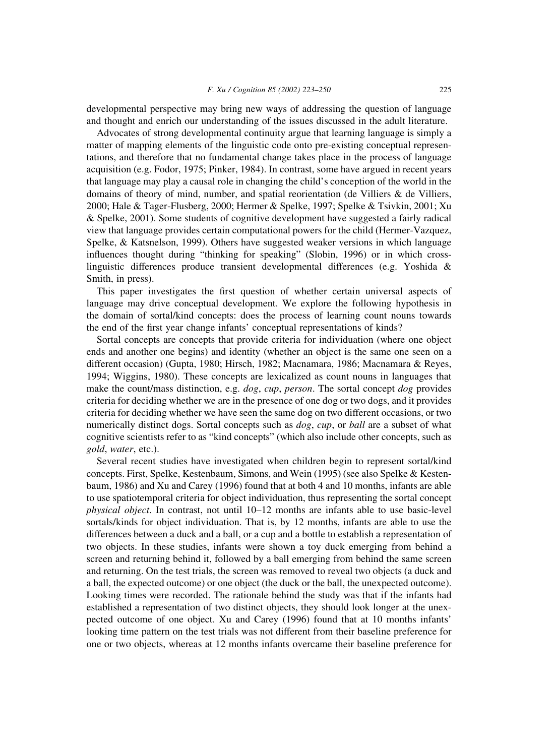developmental perspective may bring new ways of addressing the question of language and thought and enrich our understanding of the issues discussed in the adult literature.

Advocates of strong developmental continuity argue that learning language is simply a matter of mapping elements of the linguistic code onto pre-existing conceptual representations, and therefore that no fundamental change takes place in the process of language acquisition (e.g. Fodor, 1975; Pinker, 1984). In contrast, some have argued in recent years that language may play a causal role in changing the child's conception of the world in the domains of theory of mind, number, and spatial reorientation (de Villiers & de Villiers, 2000; Hale & Tager-Flusberg, 2000; Hermer & Spelke, 1997; Spelke & Tsivkin, 2001; Xu & Spelke, 2001). Some students of cognitive development have suggested a fairly radical view that language provides certain computational powers for the child (Hermer-Vazquez, Spelke, & Katsnelson, 1999). Others have suggested weaker versions in which language influences thought during "thinking for speaking" (Slobin, 1996) or in which cross-linguistic differences produce transient developmental differences (e.g. Yoshida & Smith, in press).

This paper investigates the first question of whether certain universal aspects of language may drive conceptual development. We explore the following hypothesis in the domain of sortal/kind concepts: does the process of learning count nouns towards the end of the first year change infants' conceptual representations of kinds?

Sortal concepts are concepts that provide criteria for individuation (where one object ends and another one begins) and identity (whether an object is the same one seen on a different occasion) (Gupta, 1980; Hirsch, 1982; Macnamara, 1986; Macnamara & Reyes, 1994; Wiggins, 1980). These concepts are lexicalized as count nouns in languages that make the count/mass distinction, e.g. *dog*, *cup*, *person*. The sortal concept *dog* provides criteria for deciding whether we are in the presence of one dog or two dogs, and it provides criteria for deciding whether we have seen the same dog on two different occasions, or two numerically distinct dogs. Sortal concepts such as *dog*, *cup*, or *ball* are a subset of what cognitive scientists refer to as "kind concepts" (which also include other concepts, such as *gold*, *water*, etc.).

Several recent studies have investigated when children begin to represent sortal/kind concepts. First, Spelke, Kestenbaum, Simons, and Wein (1995) (see also Spelke & Kestenbaum, 1986) and Xu and Carey (1996) found that at both 4 and 10 months, infants are able to use spatiotemporal criteria for object individuation, thus representing the sortal concept *physical object*. In contrast, not until 10–12 months are infants able to use basic-level sortals/kinds for object individuation. That is, by 12 months, infants are able to use the differences between a duck and a ball, or a cup and a bottle to establish a representation of two objects. In these studies, infants were shown a toy duck emerging from behind a screen and returning behind it, followed by a ball emerging from behind the same screen and returning. On the test trials, the screen was removed to reveal two objects (a duck and a ball, the expected outcome) or one object (the duck or the ball, the unexpected outcome). Looking times were recorded. The rationale behind the study was that if the infants had established a representation of two distinct objects, they should look longer at the unexpected outcome of one object. Xu and Carey (1996) found that at 10 months infants' looking time pattern on the test trials was not different from their baseline preference for one or two objects, whereas at 12 months infants overcame their baseline preference for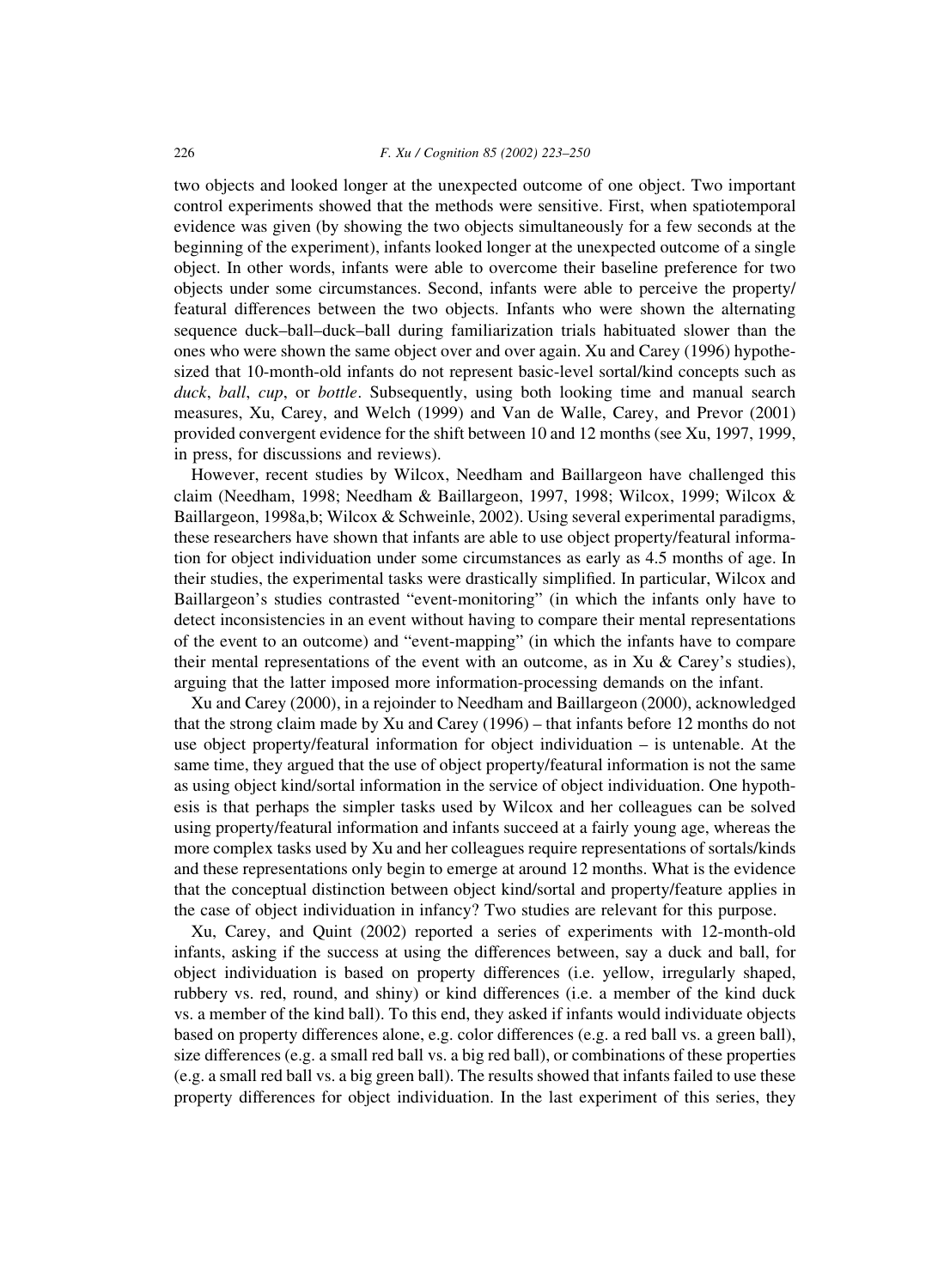two objects and looked longer at the unexpected outcome of one object. Two important control experiments showed that the methods were sensitive. First, when spatiotemporal evidence was given (by showing the two objects simultaneously for a few seconds at the beginning of the experiment), infants looked longer at the unexpected outcome of a single object. In other words, infants were able to overcome their baseline preference for two objects under some circumstances. Second, infants were able to perceive the property/featural differences between the two objects. Infants who were shown the alternating sequence duck–ball–duck–ball during familiarization trials habituated slower than the ones who were shown the same object over and over again. Xu and Carey (1996) hypothesized that 10-month-old infants do not represent basic-level sortal/kind concepts such as *duck*, *ball*, *cup*, or *bottle*. Subsequently, using both looking time and manual search measures, Xu, Carey, and Welch (1999) and Van de Walle, Carey, and Prevor (2001) provided convergent evidence for the shift between 10 and 12 months (see Xu, 1997, 1999, in press, for discussions and reviews).

However, recent studies by Wilcox, Needham and Baillargeon have challenged this claim (Needham, 1998; Needham & Baillargeon, 1997, 1998; Wilcox, 1999; Wilcox & Baillargeon, 1998a,b; Wilcox & Schweinle, 2002). Using several experimental paradigms, these researchers have shown that infants are able to use object property/featural information for object individuation under some circumstances as early as 4.5 months of age. In their studies, the experimental tasks were drastically simplified. In particular, Wilcox and Baillargeon's studies contrasted "event-monitoring" (in which the infants only have to detect inconsistencies in an event without having to compare their mental representations of the event to an outcome) and "event-mapping" (in which the infants have to compare their mental representations of the event with an outcome, as in Xu & Carey's studies), arguing that the latter imposed more information-processing demands on the infant.

Xu and Carey (2000), in a rejoinder to Needham and Baillargeon (2000), acknowledged that the strong claim made by Xu and Carey (1996) – that infants before 12 months do not use object property/featural information for object individuation – is untenable. At the same time, they argued that the use of object property/featural information is not the same as using object kind/sortal information in the service of object individuation. One hypothesis is that perhaps the simpler tasks used by Wilcox and her colleagues can be solved using property/featural information and infants succeed at a fairly young age, whereas the more complex tasks used by Xu and her colleagues require representations of sortals/kinds and these representations only begin to emerge at around 12 months. What is the evidence that the conceptual distinction between object kind/sortal and property/feature applies in the case of object individuation in infancy? Two studies are relevant for this purpose.

Xu, Carey, and Quint (2002) reported a series of experiments with 12-month-old infants, asking if the success at using the differences between, say a duck and ball, for object individuation is based on property differences (i.e. yellow, irregularly shaped, rubbery vs. red, round, and shiny) or kind differences (i.e. a member of the kind duck vs. a member of the kind ball). To this end, they asked if infants would individuate objects based on property differences alone, e.g. color differences (e.g. a red ball vs. a green ball), size differences (e.g. a small red ball vs. a big red ball), or combinations of these properties (e.g. a small red ball vs. a big green ball). The results showed that infants failed to use these property differences for object individuation. In the last experiment of this series, they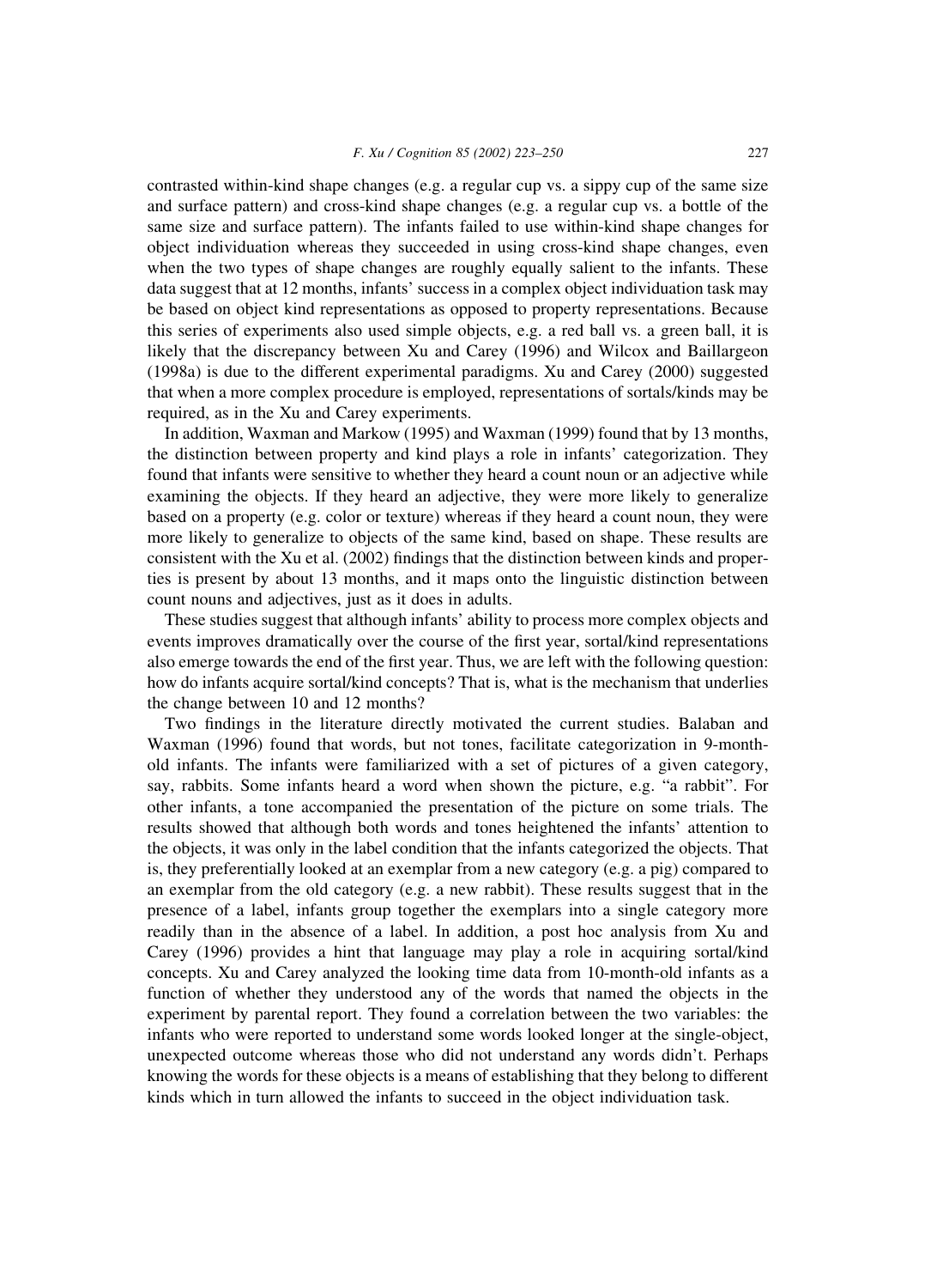contrasted within-kind shape changes (e.g. a regular cup vs. a sippy cup of the same size and surface pattern) and cross-kind shape changes (e.g. a regular cup vs. a bottle of the same size and surface pattern). The infants failed to use within-kind shape changes for object individuation whereas they succeeded in using cross-kind shape changes, even when the two types of shape changes are roughly equally salient to the infants. These data suggest that at 12 months, infants' success in a complex object individuation task may be based on object kind representations as opposed to property representations. Because this series of experiments also used simple objects, e.g. a red ball vs. a green ball, it is likely that the discrepancy between Xu and Carey (1996) and Wilcox and Baillargeon (1998a) is due to the different experimental paradigms. Xu and Carey (2000) suggested that when a more complex procedure is employed, representations of sortals/kinds may be required, as in the Xu and Carey experiments.

In addition, Waxman and Markow (1995) and Waxman (1999) found that by 13 months, the distinction between property and kind plays a role in infants' categorization. They found that infants were sensitive to whether they heard a count noun or an adjective while examining the objects. If they heard an adjective, they were more likely to generalize based on a property (e.g. color or texture) whereas if they heard a count noun, they were more likely to generalize to objects of the same kind, based on shape. These results are consistent with the Xu et al. (2002) findings that the distinction between kinds and properties is present by about 13 months, and it maps onto the linguistic distinction between count nouns and adjectives, just as it does in adults.

These studies suggest that although infants' ability to process more complex objects and events improves dramatically over the course of the first year, sortal/kind representations also emerge towards the end of the first year. Thus, we are left with the following question: how do infants acquire sortal/kind concepts? That is, what is the mechanism that underlies the change between 10 and 12 months?

Two findings in the literature directly motivated the current studies. Balaban and Waxman (1996) found that words, but not tones, facilitate categorization in 9-month-old infants. The infants were familiarized with a set of pictures of a given category, say, rabbits. Some infants heard a word when shown the picture, e.g. "a rabbit". For other infants, a tone accompanied the presentation of the picture on some trials. The results showed that although both words and tones heightened the infants' attention to the objects, it was only in the label condition that the infants categorized the objects. That is, they preferentially looked at an exemplar from a new category (e.g. a pig) compared to an exemplar from the old category (e.g. a new rabbit). These results suggest that in the presence of a label, infants group together the exemplars into a single category more readily than in the absence of a label. In addition, a post hoc analysis from Xu and Carey (1996) provides a hint that language may play a role in acquiring sortal/kind concepts. Xu and Carey analyzed the looking time data from 10-month-old infants as a function of whether they understood any of the words that named the objects in the experiment by parental report. They found a correlation between the two variables: the infants who were reported to understand some words looked longer at the single-object, unexpected outcome whereas those who did not understand any words didn't. Perhaps knowing the words for these objects is a means of establishing that they belong to different kinds which in turn allowed the infants to succeed in the object individuation task.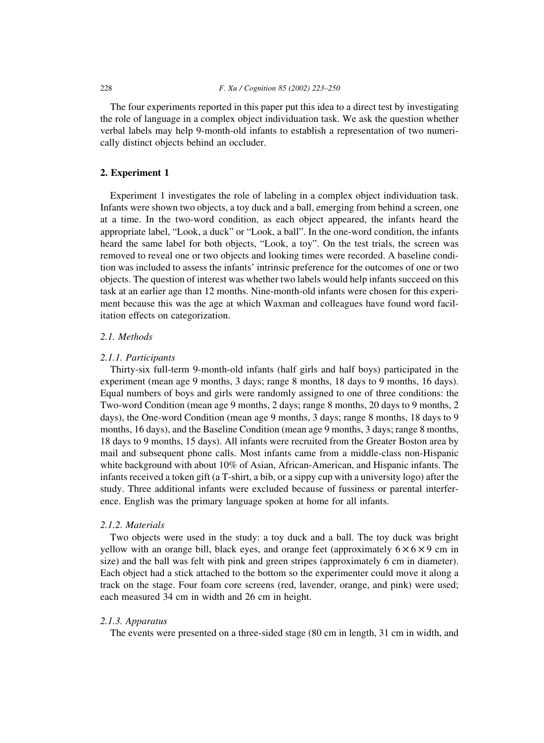The four experiments reported in this paper put this idea to a direct test by investigating the role of language in a complex object individuation task. We ask the question whether verbal labels may help 9-month-old infants to establish a representation of two numerically distinct objects behind an occluder.

## 2. Experiment 1

Experiment 1 investigates the role of labeling in a complex object individuation task. Infants were shown two objects, a toy duck and a ball, emerging from behind a screen, one at a time. In the two-word condition, as each object appeared, the infants heard the appropriate label, "Look, a duck" or "Look, a ball". In the one-word condition, the infants heard the same label for both objects, "Look, a toy". On the test trials, the screen was removed to reveal one or two objects and looking times were recorded. A baseline condition was included to assess the infants' intrinsic preference for the outcomes of one or two objects. The question of interest was whether two labels would help infants succeed on this task at an earlier age than 12 months. Nine-month-old infants were chosen for this experiment because this was the age at which Waxman and colleagues have found word facilitation effects on categorization.

### *2.1. Methods*

#### *2.1.1. Participants*

Thirty-six full-term 9-month-old infants (half girls and half boys) participated in the experiment (mean age 9 months, 3 days; range 8 months, 18 days to 9 months, 16 days). Equal numbers of boys and girls were randomly assigned to one of three conditions: the Two-word Condition (mean age 9 months, 2 days; range 8 months, 20 days to 9 months, 2 days), the One-word Condition (mean age 9 months, 3 days; range 8 months, 18 days to 9 months, 16 days), and the Baseline Condition (mean age 9 months, 3 days; range 8 months, 18 days to 9 months, 15 days). All infants were recruited from the Greater Boston area by mail and subsequent phone calls. Most infants came from a middle-class non-Hispanic white background with about 10% of Asian, African-American, and Hispanic infants. The infants received a token gift (a T-shirt, a bib, or a sippy cup with a university logo) after the study. Three additional infants were excluded because of fussiness or parental interference. English was the primary language spoken at home for all infants.

#### *2.1.2. Materials*

Two objects were used in the study: a toy duck and a ball. The toy duck was bright yellow with an orange bill, black eyes, and orange feet (approximately $6 \times 6 \times 9$ cm in size) and the ball was felt with pink and green stripes (approximately 6 cm in diameter). Each object had a stick attached to the bottom so the experimenter could move it along a track on the stage. Four foam core screens (red, lavender, orange, and pink) were used; each measured 34 cm in width and 26 cm in height.

#### *2.1.3. Apparatus*

The events were presented on a three-sided stage (80 cm in length, 31 cm in width, and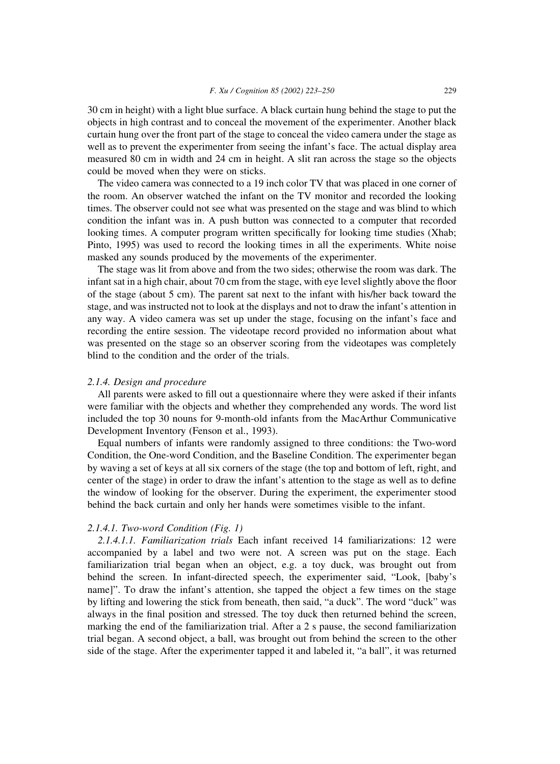30 cm in height) with a light blue surface. A black curtain hung behind the stage to put the objects in high contrast and to conceal the movement of the experimenter. Another black curtain hung over the front part of the stage to conceal the video camera under the stage as well as to prevent the experimenter from seeing the infant's face. The actual display area measured 80 cm in width and 24 cm in height. A slit ran across the stage so the objects could be moved when they were on sticks.

The video camera was connected to a 19 inch color TV that was placed in one corner of the room. An observer watched the infant on the TV monitor and recorded the looking times. The observer could not see what was presented on the stage and was blind to which condition the infant was in. A push button was connected to a computer that recorded looking times. A computer program written specifically for looking time studies (Xhab; Pinto, 1995) was used to record the looking times in all the experiments. White noise masked any sounds produced by the movements of the experimenter.

The stage was lit from above and from the two sides; otherwise the room was dark. The infant sat in a high chair, about 70 cm from the stage, with eye level slightly above the floor of the stage (about 5 cm). The parent sat next to the infant with his/her back toward the stage, and was instructed not to look at the displays and not to draw the infant's attention in any way. A video camera was set up under the stage, focusing on the infant's face and recording the entire session. The videotape record provided no information about what was presented on the stage so an observer scoring from the videotapes was completely blind to the condition and the order of the trials.

#### *2.1.4. Design and procedure*

All parents were asked to fill out a questionnaire where they were asked if their infants were familiar with the objects and whether they comprehended any words. The word list included the top 30 nouns for 9-month-old infants from the MacArthur Communicative Development Inventory (Fenson et al., 1993).

Equal numbers of infants were randomly assigned to three conditions: the Two-word Condition, the One-word Condition, and the Baseline Condition. The experimenter began by waving a set of keys at all six corners of the stage (the top and bottom of left, right, and center of the stage) in order to draw the infant's attention to the stage as well as to define the window of looking for the observer. During the experiment, the experimenter stood behind the back curtain and only her hands were sometimes visible to the infant.

##### *2.1.4.1. Two-word Condition (Fig. 1)*

*2.1.4.1.1. Familiarization trials* Each infant received 14 familiarizations: 12 were accompanied by a label and two were not. A screen was put on the stage. Each familiarization trial began when an object, e.g. a toy duck, was brought out from behind the screen. In infant-directed speech, the experimenter said, "Look, [baby's name]". To draw the infant's attention, she tapped the object a few times on the stage by lifting and lowering the stick from beneath, then said, "a duck". The word "duck" was always in the final position and stressed. The toy duck then returned behind the screen, marking the end of the familiarization trial. After a 2 s pause, the second familiarization trial began. A second object, a ball, was brought out from behind the screen to the other side of the stage. After the experimenter tapped it and labeled it, "a ball", it was returned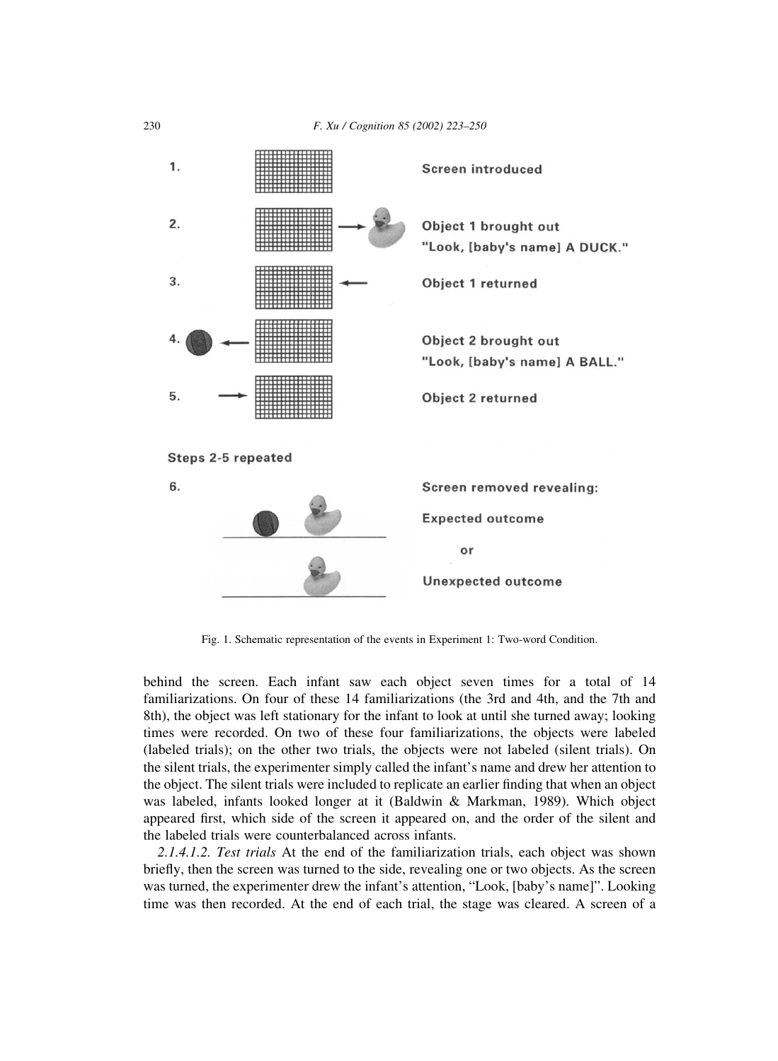1. Screen introduced

2. Object 1 brought out "Look, [baby's name] A DUCK."

3. Object 1 returned

4. Object 2 brought out "Look, [baby's name] A BALL."

5. Object 2 returned

Steps 2-5 repeated

6. Screen removed revealing: Expected outcome or Unexpected outcome

Fig. 1. Schematic representation of the events in Experiment 1: Two-word Condition.

behind the screen. Each infant saw each object seven times for a total of 14 familiarizations. On four of these 14 familiarizations (the 3rd and 4th, and the 7th and 8th), the object was left stationary for the infant to look at until she turned away; looking times were recorded. On two of these four familiarizations, the objects were labeled (labeled trials); on the other two trials, the objects were not labeled (silent trials). On the silent trials, the experimenter simply called the infant's name and drew her attention to the object. The silent trials were included to replicate an earlier finding that when an object was labeled, infants looked longer at it (Baldwin & Markman, 1989). Which object appeared first, which side of the screen it appeared on, and the order of the silent and the labeled trials were counterbalanced across infants.

*2.1.4.1.2. Test trials* At the end of the familiarization trials, each object was shown briefly, then the screen was turned to the side, revealing one or two objects. As the screen was turned, the experimenter drew the infant's attention, "Look, [baby's name]". Looking time was then recorded. At the end of each trial, the stage was cleared. A screen of a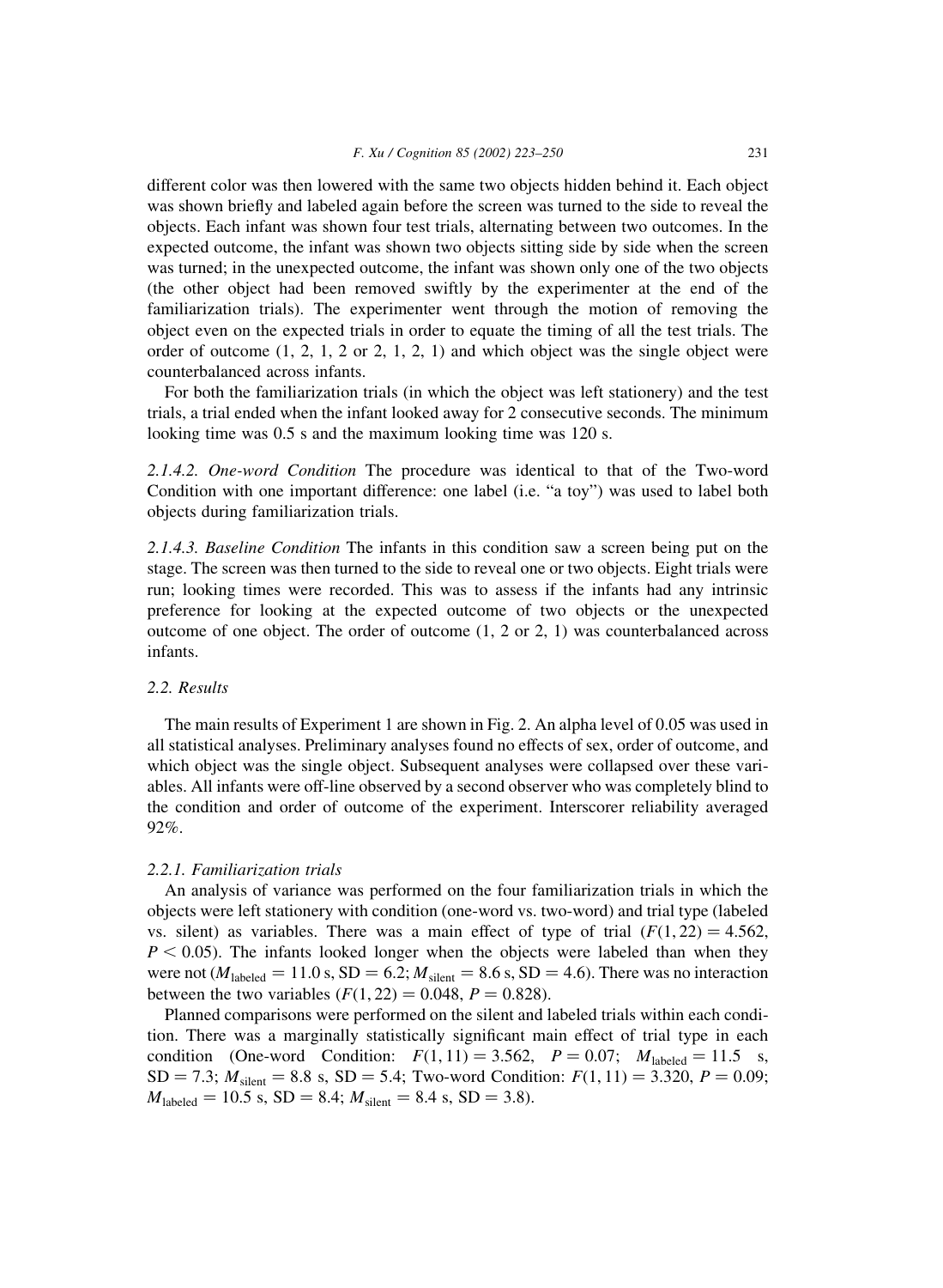different color was then lowered with the same two objects hidden behind it. Each object was shown briefly and labeled again before the screen was turned to the side to reveal the objects. Each infant was shown four test trials, alternating between two outcomes. In the expected outcome, the infant was shown two objects sitting side by side when the screen was turned; in the unexpected outcome, the infant was shown only one of the two objects (the other object had been removed swiftly by the experimenter at the end of the familiarization trials). The experimenter went through the motion of removing the object even on the expected trials in order to equate the timing of all the test trials. The order of outcome (1, 2, 1, 2 or 2, 1, 2, 1) and which object was the single object were counterbalanced across infants.

For both the familiarization trials (in which the object was left stationery) and the test trials, a trial ended when the infant looked away for 2 consecutive seconds. The minimum looking time was 0.5 s and the maximum looking time was 120 s.

*2.1.4.2. One-word Condition* The procedure was identical to that of the Two-word Condition with one important difference: one label (i.e. "a toy") was used to label both objects during familiarization trials.

*2.1.4.3. Baseline Condition* The infants in this condition saw a screen being put on the stage. The screen was then turned to the side to reveal one or two objects. Eight trials were run; looking times were recorded. This was to assess if the infants had any intrinsic preference for looking at the expected outcome of two objects or the unexpected outcome of one object. The order of outcome (1, 2 or 2, 1) was counterbalanced across infants.

### 2.2. Results

The main results of Experiment 1 are shown in Fig. 2. An alpha level of 0.05 was used in all statistical analyses. Preliminary analyses found no effects of sex, order of outcome, and which object was the single object. Subsequent analyses were collapsed over these variables. All infants were off-line observed by a second observer who was completely blind to the condition and order of outcome of the experiment. Interscorer reliability averaged 92%.

#### 2.2.1. Familiarization trials

An analysis of variance was performed on the four familiarization trials in which the objects were left stationery with condition (one-word vs. two-word) and trial type (labeled vs. silent) as variables. There was a main effect of type of trial ($F(1, 22) = 4.562$, $P < 0.05$). The infants looked longer when the objects were labeled than when they were not ($M_{\text{labeled}} = 11.0$ s, SD = 6.2; $M_{\text{silent}} = 8.6$ s, SD = 4.6). There was no interaction between the two variables ($F(1, 22) = 0.048$, $P = 0.828$).

Planned comparisons were performed on the silent and labeled trials within each condition. There was a marginally statistically significant main effect of trial type in each condition (One-word Condition: $F(1, 11) = 3.562$, $P = 0.07$; $M_{\text{labeled}} = 11.5$ s, SD = 7.3; $M_{\text{silent}} = 8.8$ s, SD = 5.4; Two-word Condition: $F(1, 11) = 3.320$, $P = 0.09$; $M_{\text{labeled}} = 10.5$ s, SD = 8.4; $M_{\text{silent}} = 8.4$ s, SD = 3.8).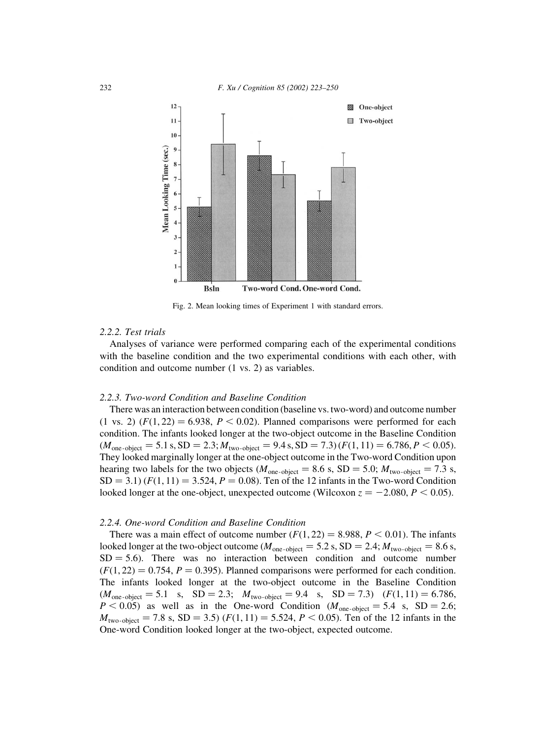Fig. 2. Mean looking times of Experiment 1 with standard errors.

### 2.2.2. Test trials

Analyses of variance were performed comparing each of the experimental conditions with the baseline condition and the two experimental conditions with each other, with condition and outcome number (1 vs. 2) as variables.

### 2.2.3. Two-word Condition and Baseline Condition

There was an interaction between condition (baseline vs. two-word) and outcome number (1 vs. 2) ($F(1, 22) = 6.938$, $P < 0.02$). Planned comparisons were performed for each condition. The infants looked longer at the two-object outcome in the Baseline Condition ($M_{\text{one-object}} = 5.1$ s, $\text{SD} = 2.3$; $M_{\text{two-object}} = 9.4$ s, $\text{SD} = 7.3$) ($F(1, 11) = 6.786$, $P < 0.05$). They looked marginally longer at the one-object outcome in the Two-word Condition upon hearing two labels for the two objects ($M_{\text{one-object}} = 8.6$ s, $\text{SD} = 5.0$; $M_{\text{two-object}} = 7.3$ s, $\text{SD} = 3.1$) ($F(1, 11) = 3.524$, $P = 0.08$). Ten of the 12 infants in the Two-word Condition looked longer at the one-object, unexpected outcome (Wilcoxon $z = -2.080$, $P < 0.05$).

### 2.2.4. One-word Condition and Baseline Condition

There was a main effect of outcome number ($F(1, 22) = 8.988$, $P < 0.01$). The infants looked longer at the two-object outcome ($M_{\text{one-object}} = 5.2$ s, $\text{SD} = 2.4$; $M_{\text{two-object}} = 8.6$ s, $\text{SD} = 5.6$). There was no interaction between condition and outcome number ($F(1, 22) = 0.754$, $P = 0.395$). Planned comparisons were performed for each condition. The infants looked longer at the two-object outcome in the Baseline Condition ($M_{\text{one-object}} = 5.1$ s, $\text{SD} = 2.3$; $M_{\text{two-object}} = 9.4$ s, $\text{SD} = 7.3$) ($F(1, 11) = 6.786$, $P < 0.05$) as well as in the One-word Condition ($M_{\text{one-object}} = 5.4$ s, $\text{SD} = 2.6$; $M_{\text{two-object}} = 7.8$ s, $\text{SD} = 3.5$) ($F(1, 11) = 5.524$, $P < 0.05$). Ten of the 12 infants in the One-word Condition looked longer at the two-object, expected outcome.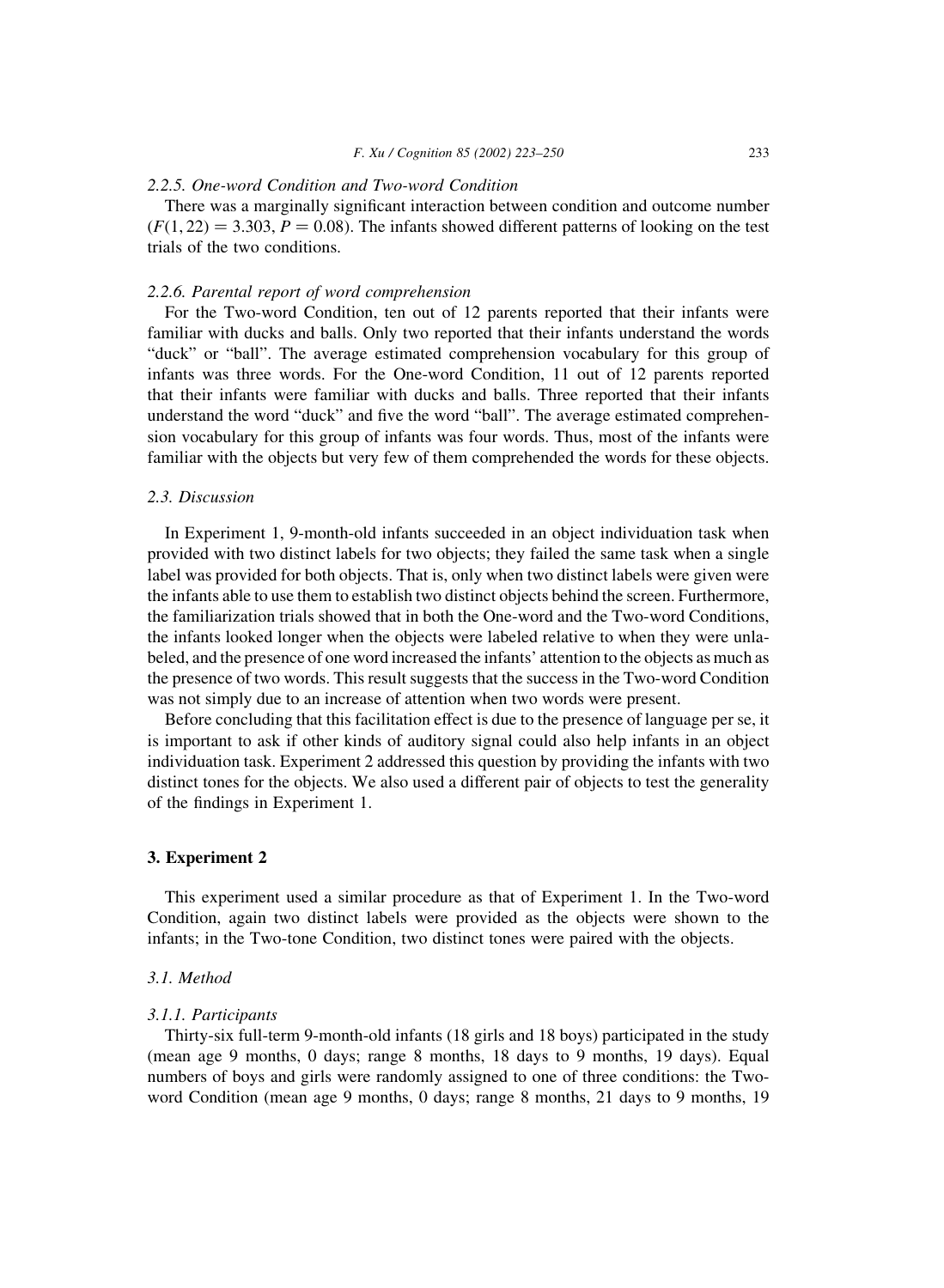#### 2.2.5. One-word Condition and Two-word Condition

There was a marginally significant interaction between condition and outcome number ($F(1, 22) = 3.303$, $P = 0.08$). The infants showed different patterns of looking on the test trials of the two conditions.

#### 2.2.6. Parental report of word comprehension

For the Two-word Condition, ten out of 12 parents reported that their infants were familiar with ducks and balls. Only two reported that their infants understand the words "duck" or "ball". The average estimated comprehension vocabulary for this group of infants was three words. For the One-word Condition, 11 out of 12 parents reported that their infants were familiar with ducks and balls. Three reported that their infants understand the word "duck" and five the word "ball". The average estimated comprehension vocabulary for this group of infants was four words. Thus, most of the infants were familiar with the objects but very few of them comprehended the words for these objects.

### 2.3. Discussion

In Experiment 1, 9-month-old infants succeeded in an object individuation task when provided with two distinct labels for two objects; they failed the same task when a single label was provided for both objects. That is, only when two distinct labels were given were the infants able to use them to establish two distinct objects behind the screen. Furthermore, the familiarization trials showed that in both the One-word and the Two-word Conditions, the infants looked longer when the objects were labeled relative to when they were unlabeled, and the presence of one word increased the infants' attention to the objects as much as the presence of two words. This result suggests that the success in the Two-word Condition was not simply due to an increase of attention when two words were present.

Before concluding that this facilitation effect is due to the presence of language per se, it is important to ask if other kinds of auditory signal could also help infants in an object individuation task. Experiment 2 addressed this question by providing the infants with two distinct tones for the objects. We also used a different pair of objects to test the generality of the findings in Experiment 1.

## 3. Experiment 2

This experiment used a similar procedure as that of Experiment 1. In the Two-word Condition, again two distinct labels were provided as the objects were shown to the infants; in the Two-tone Condition, two distinct tones were paired with the objects.

### 3.1. Method

#### 3.1.1. Participants

Thirty-six full-term 9-month-old infants (18 girls and 18 boys) participated in the study (mean age 9 months, 0 days; range 8 months, 18 days to 9 months, 19 days). Equal numbers of boys and girls were randomly assigned to one of three conditions: the Two-word Condition (mean age 9 months, 0 days; range 8 months, 21 days to 9 months, 19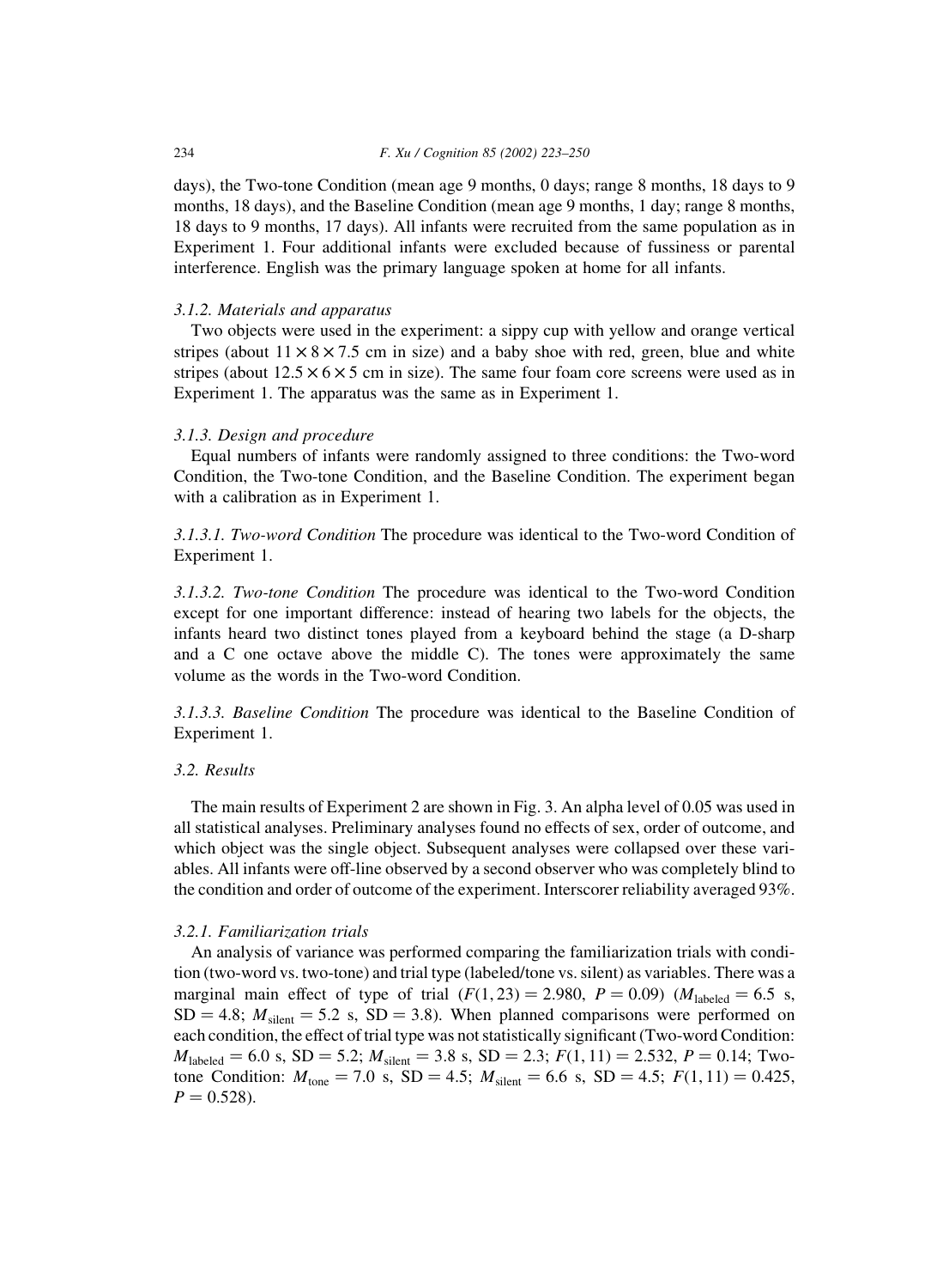days), the Two-tone Condition (mean age 9 months, 0 days; range 8 months, 18 days to 9 months, 18 days), and the Baseline Condition (mean age 9 months, 1 day; range 8 months, 18 days to 9 months, 17 days). All infants were recruited from the same population as in Experiment 1. Four additional infants were excluded because of fussiness or parental interference. English was the primary language spoken at home for all infants.

#### *3.1.2. Materials and apparatus*

Two objects were used in the experiment: a sippy cup with yellow and orange vertical stripes (about $11 \times 8 \times 7.5$ cm in size) and a baby shoe with red, green, blue and white stripes (about $12.5 \times 6 \times 5$ cm in size). The same four foam core screens were used as in Experiment 1. The apparatus was the same as in Experiment 1.

#### *3.1.3. Design and procedure*

Equal numbers of infants were randomly assigned to three conditions: the Two-word Condition, the Two-tone Condition, and the Baseline Condition. The experiment began with a calibration as in Experiment 1.

*3.1.3.1. Two-word Condition* The procedure was identical to the Two-word Condition of Experiment 1.

*3.1.3.2. Two-tone Condition* The procedure was identical to the Two-word Condition except for one important difference: instead of hearing two labels for the objects, the infants heard two distinct tones played from a keyboard behind the stage (a D-sharp and a C one octave above the middle C). The tones were approximately the same volume as the words in the Two-word Condition.

*3.1.3.3. Baseline Condition* The procedure was identical to the Baseline Condition of Experiment 1.

### *3.2. Results*

The main results of Experiment 2 are shown in Fig. 3. An alpha level of 0.05 was used in all statistical analyses. Preliminary analyses found no effects of sex, order of outcome, and which object was the single object. Subsequent analyses were collapsed over these variables. All infants were off-line observed by a second observer who was completely blind to the condition and order of outcome of the experiment. Interscorer reliability averaged 93%.

#### *3.2.1. Familiarization trials*

An analysis of variance was performed comparing the familiarization trials with condition (two-word vs. two-tone) and trial type (labeled/tone vs. silent) as variables. There was a marginal main effect of type of trial ($F(1, 23) = 2.980$, $P = 0.09$) ($M_{\text{labeled}} = 6.5$ s, $\text{SD} = 4.8$; $M_{\text{silent}} = 5.2$ s, $\text{SD} = 3.8$). When planned comparisons were performed on each condition, the effect of trial type was not statistically significant (Two-word Condition: $M_{\text{labeled}} = 6.0$ s, $\text{SD} = 5.2$; $M_{\text{silent}} = 3.8$ s, $\text{SD} = 2.3$; $F(1, 11) = 2.532$, $P = 0.14$; Two-tone Condition: $M_{\text{tone}} = 7.0$ s, $\text{SD} = 4.5$; $M_{\text{silent}} = 6.6$ s, $\text{SD} = 4.5$; $F(1, 11) = 0.425$, $P = 0.528$).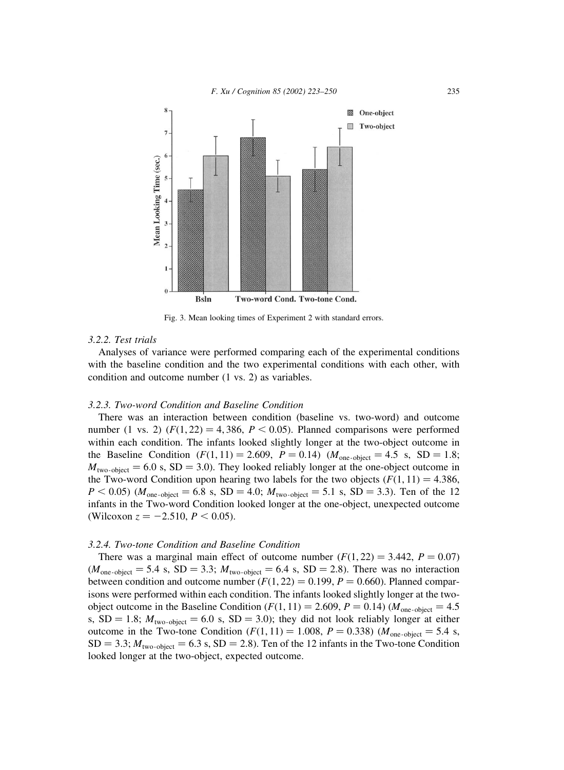Fig. 3. Mean looking times of Experiment 2 with standard errors.

### 3.2.2. Test trials

Analyses of variance were performed comparing each of the experimental conditions with the baseline condition and the two experimental conditions with each other, with condition and outcome number (1 vs. 2) as variables.

### 3.2.3. Two-word Condition and Baseline Condition

There was an interaction between condition (baseline vs. two-word) and outcome number (1 vs. 2) ($F(1, 22) = 4,386$, $P < 0.05$). Planned comparisons were performed within each condition. The infants looked slightly longer at the two-object outcome in the Baseline Condition ($F(1, 11) = 2.609$, $P = 0.14$) ($M_{\text{one-object}} = 4.5$ s, SD = 1.8; $M_{\text{two-object}} = 6.0$ s, SD = 3.0). They looked reliably longer at the one-object outcome in the Two-word Condition upon hearing two labels for the two objects ($F(1, 11) = 4.386$, $P < 0.05$) ($M_{\text{one-object}} = 6.8$ s, SD = 4.0; $M_{\text{two-object}} = 5.1$ s, SD = 3.3). Ten of the 12 infants in the Two-word Condition looked longer at the one-object, unexpected outcome (Wilcoxon $z = -2.510$, $P < 0.05$).

### 3.2.4. Two-tone Condition and Baseline Condition

There was a marginal main effect of outcome number ($F(1, 22) = 3.442$, $P = 0.07$) ($M_{\text{one-object}} = 5.4$ s, SD = 3.3; $M_{\text{two-object}} = 6.4$ s, SD = 2.8). There was no interaction between condition and outcome number ($F(1, 22) = 0.199$, $P = 0.660$). Planned comparisons were performed within each condition. The infants looked slightly longer at the two-object outcome in the Baseline Condition ($F(1, 11) = 2.609$, $P = 0.14$) ($M_{\text{one-object}} = 4.5$ s, SD = 1.8; $M_{\text{two-object}} = 6.0$ s, SD = 3.0); they did not look reliably longer at either outcome in the Two-tone Condition ($F(1, 11) = 1.008$, $P = 0.338$) ($M_{\text{one-object}} = 5.4$ s, SD = 3.3; $M_{\text{two-object}} = 6.3$ s, SD = 2.8). Ten of the 12 infants in the Two-tone Condition looked longer at the two-object, expected outcome.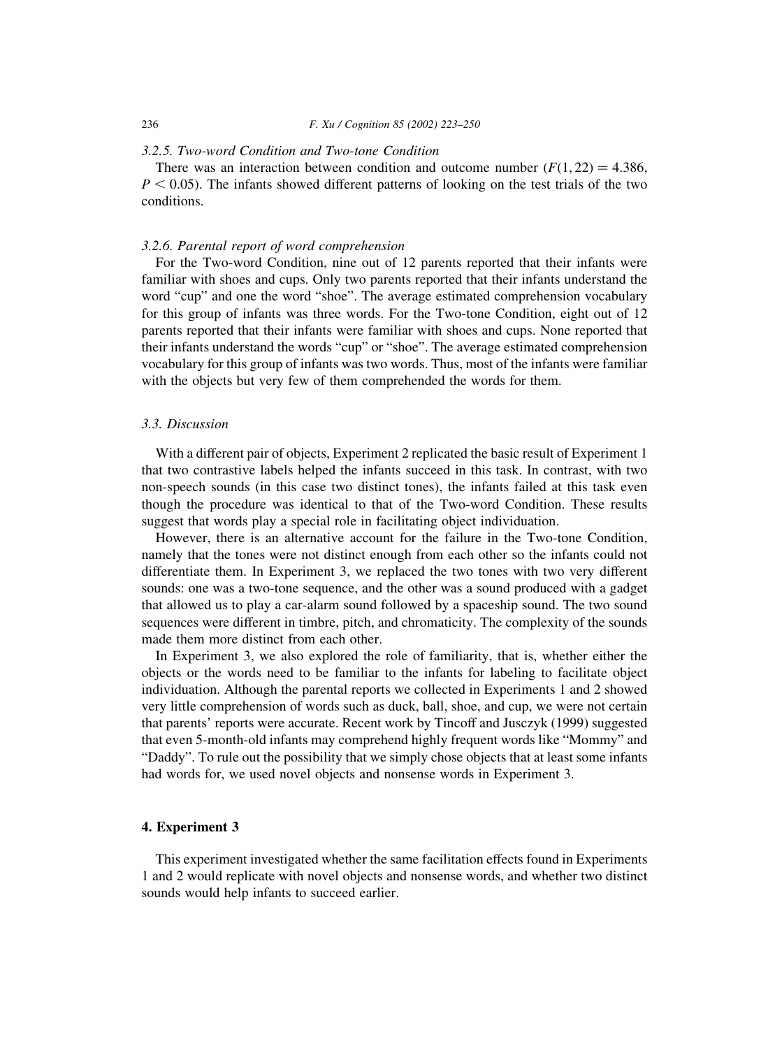#### 3.2.5. Two-word Condition and Two-tone Condition

There was an interaction between condition and outcome number ($F(1, 22) = 4.386$, $P < 0.05$). The infants showed different patterns of looking on the test trials of the two conditions.

#### 3.2.6. Parental report of word comprehension

For the Two-word Condition, nine out of 12 parents reported that their infants were familiar with shoes and cups. Only two parents reported that their infants understand the word "cup" and one the word "shoe". The average estimated comprehension vocabulary for this group of infants was three words. For the Two-tone Condition, eight out of 12 parents reported that their infants were familiar with shoes and cups. None reported that their infants understand the words "cup" or "shoe". The average estimated comprehension vocabulary for this group of infants was two words. Thus, most of the infants were familiar with the objects but very few of them comprehended the words for them.

### 3.3. Discussion

With a different pair of objects, Experiment 2 replicated the basic result of Experiment 1 that two contrastive labels helped the infants succeed in this task. In contrast, with two non-speech sounds (in this case two distinct tones), the infants failed at this task even though the procedure was identical to that of the Two-word Condition. These results suggest that words play a special role in facilitating object individuation.

However, there is an alternative account for the failure in the Two-tone Condition, namely that the tones were not distinct enough from each other so the infants could not differentiate them. In Experiment 3, we replaced the two tones with two very different sounds: one was a two-tone sequence, and the other was a sound produced with a gadget that allowed us to play a car-alarm sound followed by a spaceship sound. The two sound sequences were different in timbre, pitch, and chromaticity. The complexity of the sounds made them more distinct from each other.

In Experiment 3, we also explored the role of familiarity, that is, whether either the objects or the words need to be familiar to the infants for labeling to facilitate object individuation. Although the parental reports we collected in Experiments 1 and 2 showed very little comprehension of words such as duck, ball, shoe, and cup, we were not certain that parents' reports were accurate. Recent work by Tincoff and Jusczyk (1999) suggested that even 5-month-old infants may comprehend highly frequent words like "Mommy" and "Daddy". To rule out the possibility that we simply chose objects that at least some infants had words for, we used novel objects and nonsense words in Experiment 3.

## 4. Experiment 3

This experiment investigated whether the same facilitation effects found in Experiments 1 and 2 would replicate with novel objects and nonsense words, and whether two distinct sounds would help infants to succeed earlier.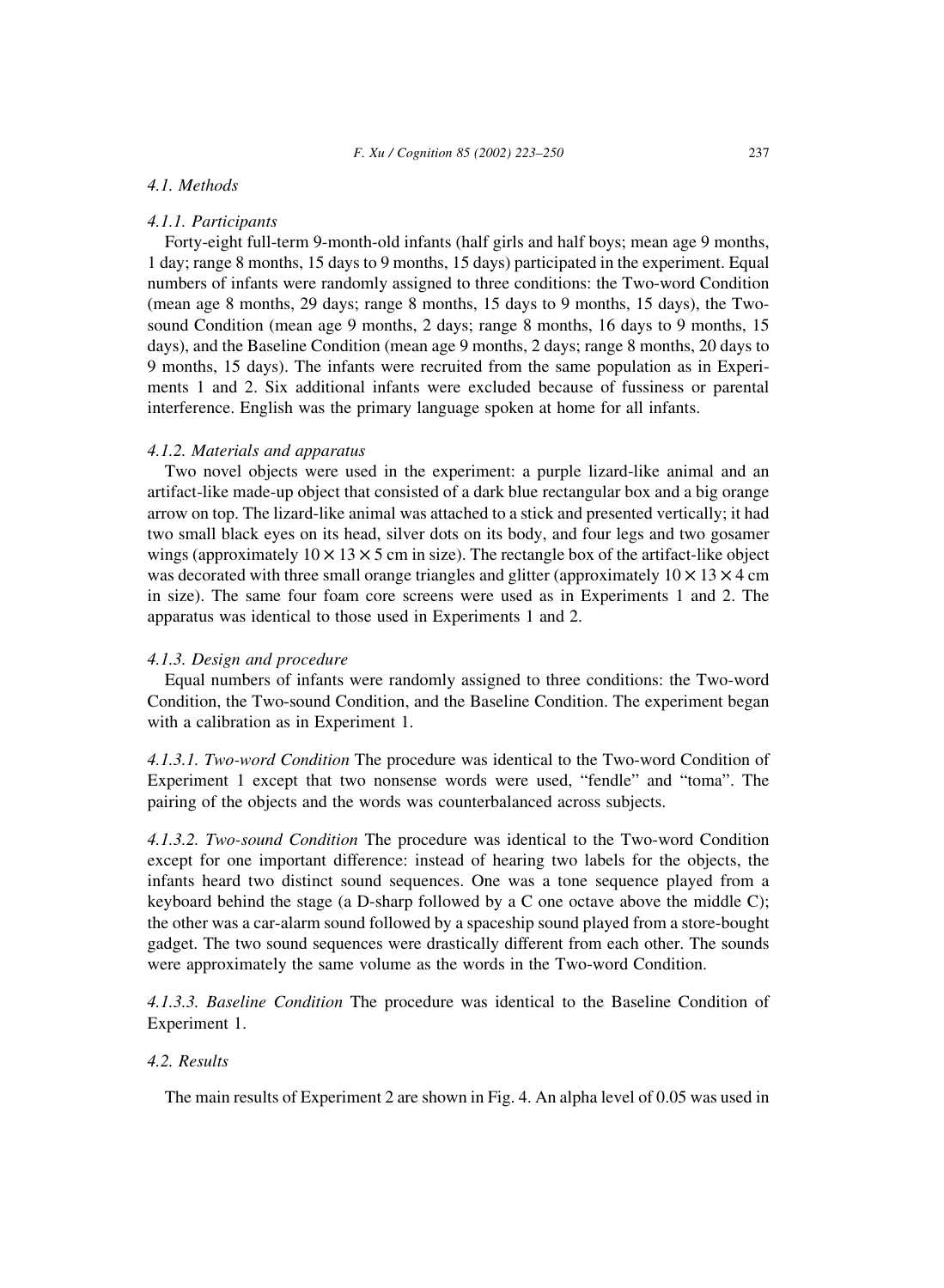### 4.1. Methods

#### 4.1.1. Participants

Forty-eight full-term 9-month-old infants (half girls and half boys; mean age 9 months, 1 day; range 8 months, 15 days to 9 months, 15 days) participated in the experiment. Equal numbers of infants were randomly assigned to three conditions: the Two-word Condition (mean age 8 months, 29 days; range 8 months, 15 days to 9 months, 15 days), the Two-sound Condition (mean age 9 months, 2 days; range 8 months, 16 days to 9 months, 15 days), and the Baseline Condition (mean age 9 months, 2 days; range 8 months, 20 days to 9 months, 15 days). The infants were recruited from the same population as in Experiments 1 and 2. Six additional infants were excluded because of fussiness or parental interference. English was the primary language spoken at home for all infants.

#### 4.1.2. Materials and apparatus

Two novel objects were used in the experiment: a purple lizard-like animal and an artifact-like made-up object that consisted of a dark blue rectangular box and a big orange arrow on top. The lizard-like animal was attached to a stick and presented vertically; it had two small black eyes on its head, silver dots on its body, and four legs and two gosamer wings (approximately $10 \times 13 \times 5$ cm in size). The rectangle box of the artifact-like object was decorated with three small orange triangles and glitter (approximately $10 \times 13 \times 4$ cm in size). The same four foam core screens were used as in Experiments 1 and 2. The apparatus was identical to those used in Experiments 1 and 2.

#### 4.1.3. Design and procedure

Equal numbers of infants were randomly assigned to three conditions: the Two-word Condition, the Two-sound Condition, and the Baseline Condition. The experiment began with a calibration as in Experiment 1.

*4.1.3.1. Two-word Condition* The procedure was identical to the Two-word Condition of Experiment 1 except that two nonsense words were used, "fendle" and "toma". The pairing of the objects and the words was counterbalanced across subjects.

*4.1.3.2. Two-sound Condition* The procedure was identical to the Two-word Condition except for one important difference: instead of hearing two labels for the objects, the infants heard two distinct sound sequences. One was a tone sequence played from a keyboard behind the stage (a D-sharp followed by a C one octave above the middle C); the other was a car-alarm sound followed by a spaceship sound played from a store-bought gadget. The two sound sequences were drastically different from each other. The sounds were approximately the same volume as the words in the Two-word Condition.

*4.1.3.3. Baseline Condition* The procedure was identical to the Baseline Condition of Experiment 1.

### 4.2. Results

The main results of Experiment 2 are shown in Fig. 4. An alpha level of 0.05 was used in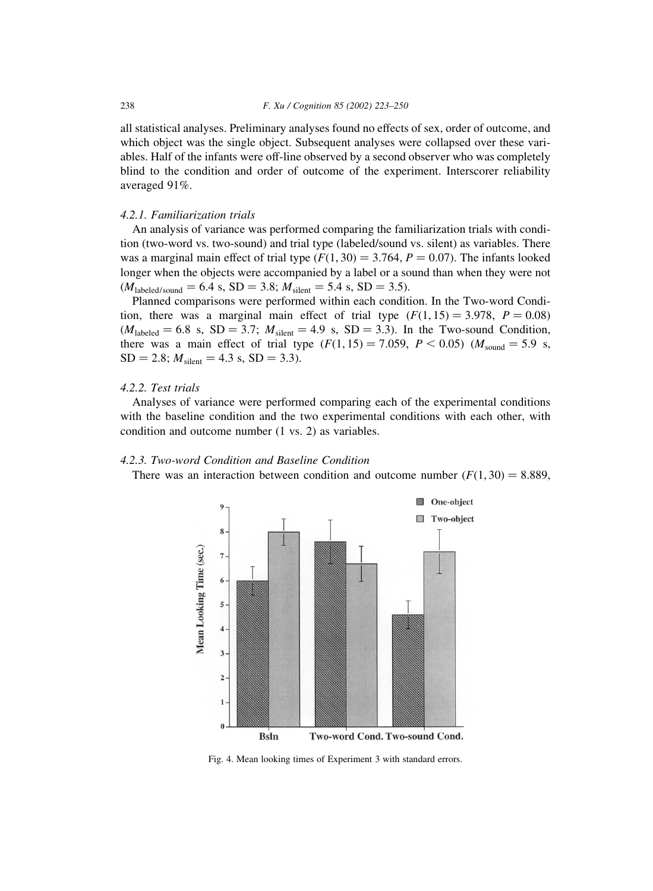all statistical analyses. Preliminary analyses found no effects of sex, order of outcome, and which object was the single object. Subsequent analyses were collapsed over these variables. Half of the infants were off-line observed by a second observer who was completely blind to the condition and order of outcome of the experiment. Interscorer reliability averaged 91%.

#### 4.2.1. Familiarization trials

An analysis of variance was performed comparing the familiarization trials with condition (two-word vs. two-sound) and trial type (labeled/sound vs. silent) as variables. There was a marginal main effect of trial type ($F(1, 30) = 3.764$, $P = 0.07$). The infants looked longer when the objects were accompanied by a label or a sound than when they were not ($M_{\text{labeled/sound}} = 6.4$ s, SD = 3.8; $M_{\text{silent}} = 5.4$ s, SD = 3.5).

Planned comparisons were performed within each condition. In the Two-word Condition, there was a marginal main effect of trial type ($F(1, 15) = 3.978$, $P = 0.08$) ($M_{\text{labeled}} = 6.8$ s, SD = 3.7; $M_{\text{silent}} = 4.9$ s, SD = 3.3). In the Two-sound Condition, there was a main effect of trial type ($F(1, 15) = 7.059$, $P < 0.05$) ($M_{\text{sound}} = 5.9$ s, SD = 2.8; $M_{\text{silent}} = 4.3$ s, SD = 3.3).

#### 4.2.2. Test trials

Analyses of variance were performed comparing each of the experimental conditions with the baseline condition and the two experimental conditions with each other, with condition and outcome number (1 vs. 2) as variables.

#### 4.2.3. Two-word Condition and Baseline Condition

There was an interaction between condition and outcome number ($F(1, 30) = 8.889$,

Fig. 4. Mean looking times of Experiment 3 with standard errors.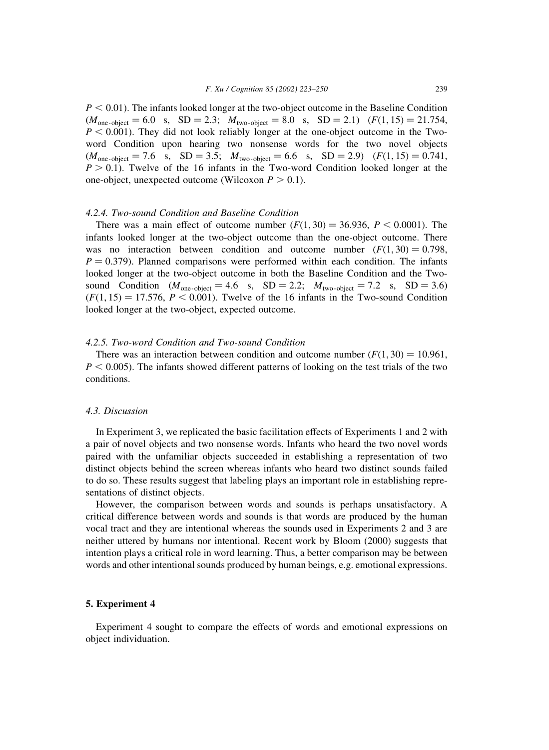$P < 0.01$). The infants looked longer at the two-object outcome in the Baseline Condition ($M_{\text{one-object}} = 6.0$ s, SD = 2.3; $M_{\text{two-object}} = 8.0$ s, SD = 2.1) ($F(1, 15) = 21.754$, $P < 0.001$). They did not look reliably longer at the one-object outcome in the Two-word Condition upon hearing two nonsense words for the two novel objects ($M_{\text{one-object}} = 7.6$ s, SD = 3.5; $M_{\text{two-object}} = 6.6$ s, SD = 2.9) ($F(1, 15) = 0.741$, $P > 0.1$). Twelve of the 16 infants in the Two-word Condition looked longer at the one-object, unexpected outcome (Wilcoxon $P > 0.1$).

#### *4.2.4. Two-sound Condition and Baseline Condition*

There was a main effect of outcome number ($F(1, 30) = 36.936$, $P < 0.0001$). The infants looked longer at the two-object outcome than the one-object outcome. There was no interaction between condition and outcome number ($F(1, 30) = 0.798$, $P = 0.379$). Planned comparisons were performed within each condition. The infants looked longer at the two-object outcome in both the Baseline Condition and the Two-sound Condition ($M_{\text{one-object}} = 4.6$ s, SD = 2.2; $M_{\text{two-object}} = 7.2$ s, SD = 3.6) ($F(1, 15) = 17.576$, $P < 0.001$). Twelve of the 16 infants in the Two-sound Condition looked longer at the two-object, expected outcome.

#### *4.2.5. Two-word Condition and Two-sound Condition*

There was an interaction between condition and outcome number ($F(1, 30) = 10.961$, $P < 0.005$). The infants showed different patterns of looking on the test trials of the two conditions.

### *4.3. Discussion*

In Experiment 3, we replicated the basic facilitation effects of Experiments 1 and 2 with a pair of novel objects and two nonsense words. Infants who heard the two novel words paired with the unfamiliar objects succeeded in establishing a representation of two distinct objects behind the screen whereas infants who heard two distinct sounds failed to do so. These results suggest that labeling plays an important role in establishing representations of distinct objects.

However, the comparison between words and sounds is perhaps unsatisfactory. A critical difference between words and sounds is that words are produced by the human vocal tract and they are intentional whereas the sounds used in Experiments 2 and 3 are neither uttered by humans nor intentional. Recent work by Bloom (2000) suggests that intention plays a critical role in word learning. Thus, a better comparison may be between words and other intentional sounds produced by human beings, e.g. emotional expressions.

## 5. Experiment 4

Experiment 4 sought to compare the effects of words and emotional expressions on object individuation.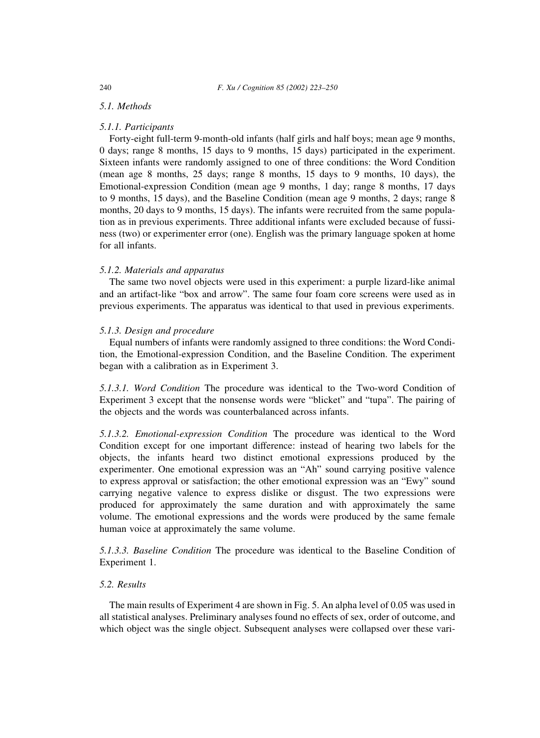### 5.1. Methods

#### 5.1.1. Participants

Forty-eight full-term 9-month-old infants (half girls and half boys; mean age 9 months, 0 days; range 8 months, 15 days to 9 months, 15 days) participated in the experiment. Sixteen infants were randomly assigned to one of three conditions: the Word Condition (mean age 8 months, 25 days; range 8 months, 15 days to 9 months, 10 days), the Emotional-expression Condition (mean age 9 months, 1 day; range 8 months, 17 days to 9 months, 15 days), and the Baseline Condition (mean age 9 months, 2 days; range 8 months, 20 days to 9 months, 15 days). The infants were recruited from the same population as in previous experiments. Three additional infants were excluded because of fussiness (two) or experimenter error (one). English was the primary language spoken at home for all infants.

#### 5.1.2. Materials and apparatus

The same two novel objects were used in this experiment: a purple lizard-like animal and an artifact-like "box and arrow". The same four foam core screens were used as in previous experiments. The apparatus was identical to that used in previous experiments.

#### 5.1.3. Design and procedure

Equal numbers of infants were randomly assigned to three conditions: the Word Condition, the Emotional-expression Condition, and the Baseline Condition. The experiment began with a calibration as in Experiment 3.

*5.1.3.1. Word Condition* The procedure was identical to the Two-word Condition of Experiment 3 except that the nonsense words were "blicket" and "tupa". The pairing of the objects and the words was counterbalanced across infants.

*5.1.3.2. Emotional-expression Condition* The procedure was identical to the Word Condition except for one important difference: instead of hearing two labels for the objects, the infants heard two distinct emotional expressions produced by the experimenter. One emotional expression was an "Ah" sound carrying positive valence to express approval or satisfaction; the other emotional expression was an "Ewy" sound carrying negative valence to express dislike or disgust. The two expressions were produced for approximately the same duration and with approximately the same volume. The emotional expressions and the words were produced by the same female human voice at approximately the same volume.

*5.1.3.3. Baseline Condition* The procedure was identical to the Baseline Condition of Experiment 1.

### 5.2. Results

The main results of Experiment 4 are shown in Fig. 5. An alpha level of 0.05 was used in all statistical analyses. Preliminary analyses found no effects of sex, order of outcome, and which object was the single object. Subsequent analyses were collapsed over these vari-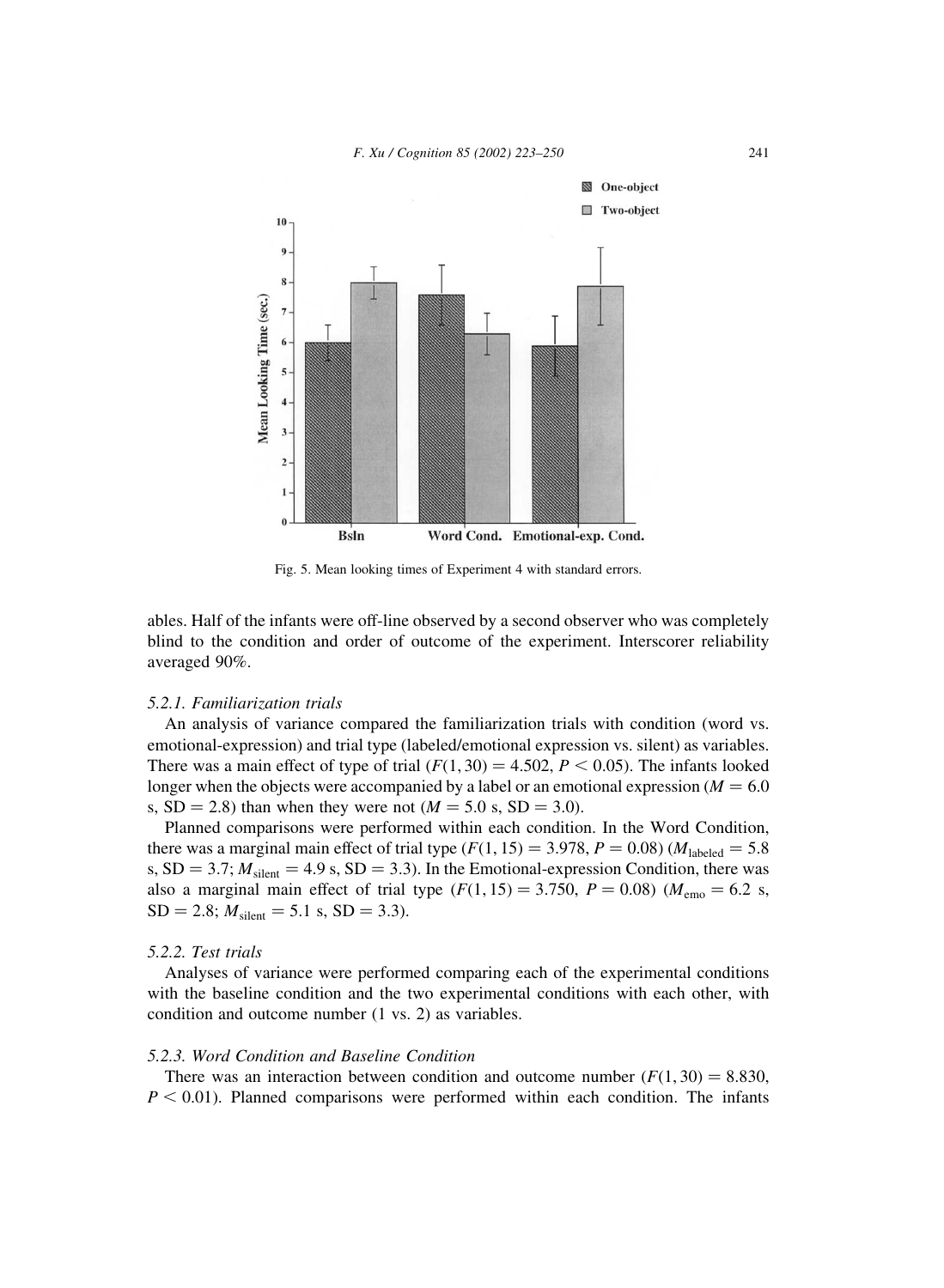Fig. 5. Mean looking times of Experiment 4 with standard errors.

ables. Half of the infants were off-line observed by a second observer who was completely blind to the condition and order of outcome of the experiment. Interscorer reliability averaged 90%.

### 5.2.1. Familiarization trials

An analysis of variance compared the familiarization trials with condition (word vs. emotional-expression) and trial type (labeled/emotional expression vs. silent) as variables. There was a main effect of type of trial ($F(1, 30) = 4.502$, $P < 0.05$). The infants looked longer when the objects were accompanied by a label or an emotional expression ($M = 6.0$ s, $SD = 2.8$) than when they were not ($M = 5.0$ s, $SD = 3.0$).

Planned comparisons were performed within each condition. In the Word Condition, there was a marginal main effect of trial type ($F(1, 15) = 3.978$, $P = 0.08$) ($M_{labeled} = 5.8$ s, $SD = 3.7$; $M_{silent} = 4.9$ s, $SD = 3.3$). In the Emotional-expression Condition, there was also a marginal main effect of trial type ($F(1, 15) = 3.750$, $P = 0.08$) ($M_{emo} = 6.2$ s, $SD = 2.8$; $M_{silent} = 5.1$ s, $SD = 3.3$).

### 5.2.2. Test trials

Analyses of variance were performed comparing each of the experimental conditions with the baseline condition and the two experimental conditions with each other, with condition and outcome number (1 vs. 2) as variables.

### 5.2.3. Word Condition and Baseline Condition

There was an interaction between condition and outcome number ($F(1, 30) = 8.830$, $P < 0.01$). Planned comparisons were performed within each condition. The infants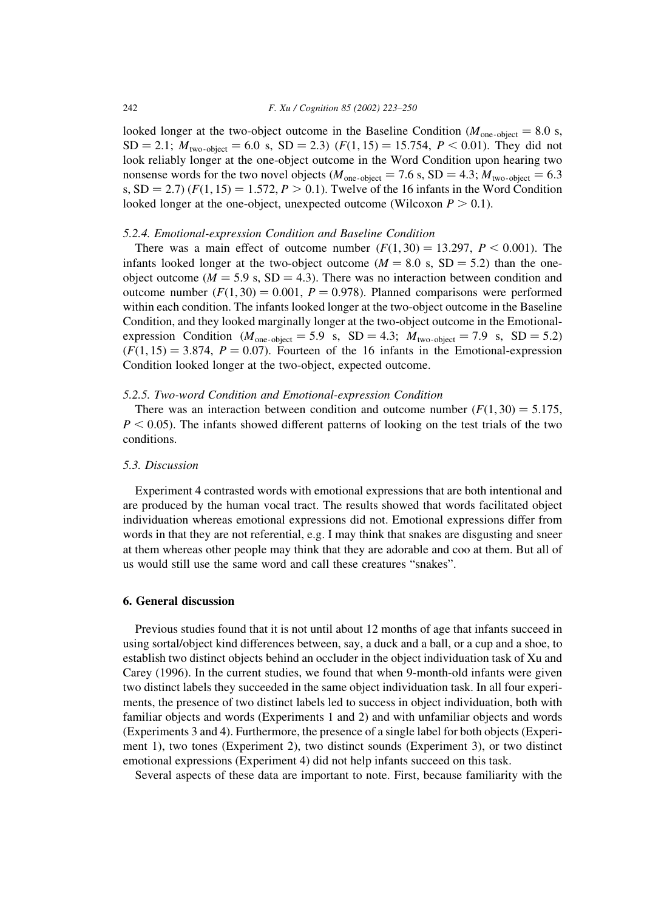looked longer at the two-object outcome in the Baseline Condition ($M_{\text{one-object}} = 8.0$ s, SD = 2.1; $M_{\text{two-object}} = 6.0$ s, SD = 2.3) ($F(1, 15) = 15.754$, $P < 0.01$). They did not look reliably longer at the one-object outcome in the Word Condition upon hearing two nonsense words for the two novel objects ($M_{\text{one-object}} = 7.6$ s, SD = 4.3; $M_{\text{two-object}} = 6.3$ s, SD = 2.7) ($F(1, 15) = 1.572$, $P > 0.1$). Twelve of the 16 infants in the Word Condition looked longer at the one-object, unexpected outcome (Wilcoxon $P > 0.1$).

#### *5.2.4. Emotional-expression Condition and Baseline Condition*

There was a main effect of outcome number ($F(1, 30) = 13.297$, $P < 0.001$). The infants looked longer at the two-object outcome ($M = 8.0$ s, SD = 5.2) than the one-object outcome ($M = 5.9$ s, SD = 4.3). There was no interaction between condition and outcome number ($F(1, 30) = 0.001$, $P = 0.978$). Planned comparisons were performed within each condition. The infants looked longer at the two-object outcome in the Baseline Condition, and they looked marginally longer at the two-object outcome in the Emotional-expression Condition ($M_{\text{one-object}} = 5.9$ s, SD = 4.3; $M_{\text{two-object}} = 7.9$ s, SD = 5.2) ($F(1, 15) = 3.874$, $P = 0.07$). Fourteen of the 16 infants in the Emotional-expression Condition looked longer at the two-object, expected outcome.

#### *5.2.5. Two-word Condition and Emotional-expression Condition*

There was an interaction between condition and outcome number ($F(1, 30) = 5.175$, $P < 0.05$). The infants showed different patterns of looking on the test trials of the two conditions.

### *5.3. Discussion*

Experiment 4 contrasted words with emotional expressions that are both intentional and are produced by the human vocal tract. The results showed that words facilitated object individuation whereas emotional expressions did not. Emotional expressions differ from words in that they are not referential, e.g. I may think that snakes are disgusting and sneer at them whereas other people may think that they are adorable and coo at them. But all of us would still use the same word and call these creatures "snakes".

## **6. General discussion**

Previous studies found that it is not until about 12 months of age that infants succeed in using sortal/object kind differences between, say, a duck and a ball, or a cup and a shoe, to establish two distinct objects behind an occluder in the object individuation task of Xu and Carey (1996). In the current studies, we found that when 9-month-old infants were given two distinct labels they succeeded in the same object individuation task. In all four experiments, the presence of two distinct labels led to success in object individuation, both with familiar objects and words (Experiments 1 and 2) and with unfamiliar objects and words (Experiments 3 and 4). Furthermore, the presence of a single label for both objects (Experiment 1), two tones (Experiment 2), two distinct sounds (Experiment 3), or two distinct emotional expressions (Experiment 4) did not help infants succeed on this task.

Several aspects of these data are important to note. First, because familiarity with the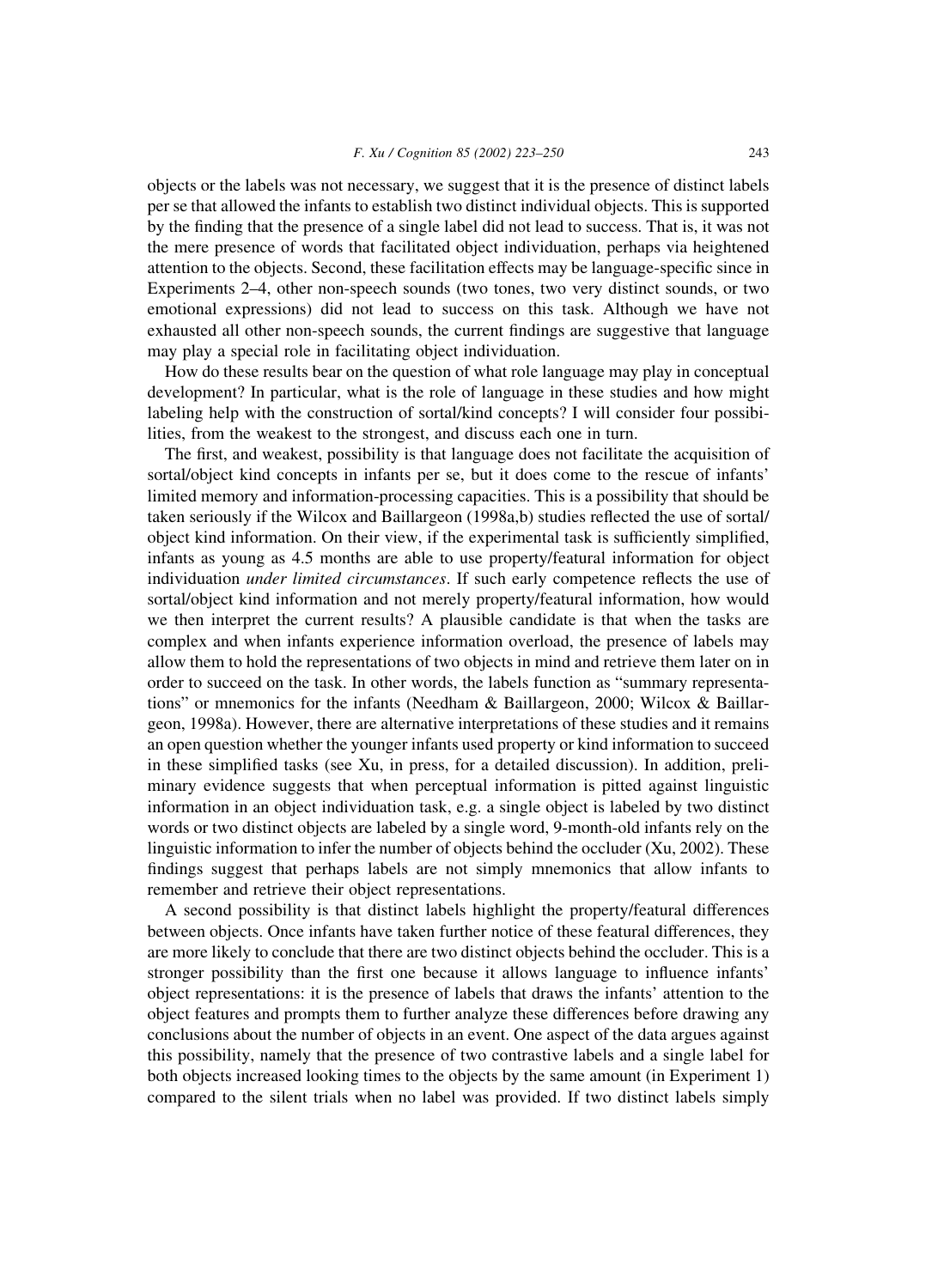objects or the labels was not necessary, we suggest that it is the presence of distinct labels per se that allowed the infants to establish two distinct individual objects. This is supported by the finding that the presence of a single label did not lead to success. That is, it was not the mere presence of words that facilitated object individuation, perhaps via heightened attention to the objects. Second, these facilitation effects may be language-specific since in Experiments 2–4, other non-speech sounds (two tones, two very distinct sounds, or two emotional expressions) did not lead to success on this task. Although we have not exhausted all other non-speech sounds, the current findings are suggestive that language may play a special role in facilitating object individuation.

How do these results bear on the question of what role language may play in conceptual development? In particular, what is the role of language in these studies and how might labeling help with the construction of sortal/kind concepts? I will consider four possibilities, from the weakest to the strongest, and discuss each one in turn.

The first, and weakest, possibility is that language does not facilitate the acquisition of sortal/object kind concepts in infants per se, but it does come to the rescue of infants' limited memory and information-processing capacities. This is a possibility that should be taken seriously if the Wilcox and Baillargeon (1998a,b) studies reflected the use of sortal/object kind information. On their view, if the experimental task is sufficiently simplified, infants as young as 4.5 months are able to use property/featural information for object individuation *under limited circumstances*. If such early competence reflects the use of sortal/object kind information and not merely property/featural information, how would we then interpret the current results? A plausible candidate is that when the tasks are complex and when infants experience information overload, the presence of labels may allow them to hold the representations of two objects in mind and retrieve them later on in order to succeed on the task. In other words, the labels function as "summary representations" or mnemonics for the infants (Needham & Baillargeon, 2000; Wilcox & Baillargeon, 1998a). However, there are alternative interpretations of these studies and it remains an open question whether the younger infants used property or kind information to succeed in these simplified tasks (see Xu, in press, for a detailed discussion). In addition, preliminary evidence suggests that when perceptual information is pitted against linguistic information in an object individuation task, e.g. a single object is labeled by two distinct words or two distinct objects are labeled by a single word, 9-month-old infants rely on the linguistic information to infer the number of objects behind the occluder (Xu, 2002). These findings suggest that perhaps labels are not simply mnemonics that allow infants to remember and retrieve their object representations.

A second possibility is that distinct labels highlight the property/featural differences between objects. Once infants have taken further notice of these featural differences, they are more likely to conclude that there are two distinct objects behind the occluder. This is a stronger possibility than the first one because it allows language to influence infants' object representations: it is the presence of labels that draws the infants' attention to the object features and prompts them to further analyze these differences before drawing any conclusions about the number of objects in an event. One aspect of the data argues against this possibility, namely that the presence of two contrastive labels and a single label for both objects increased looking times to the objects by the same amount (in Experiment 1) compared to the silent trials when no label was provided. If two distinct labels simply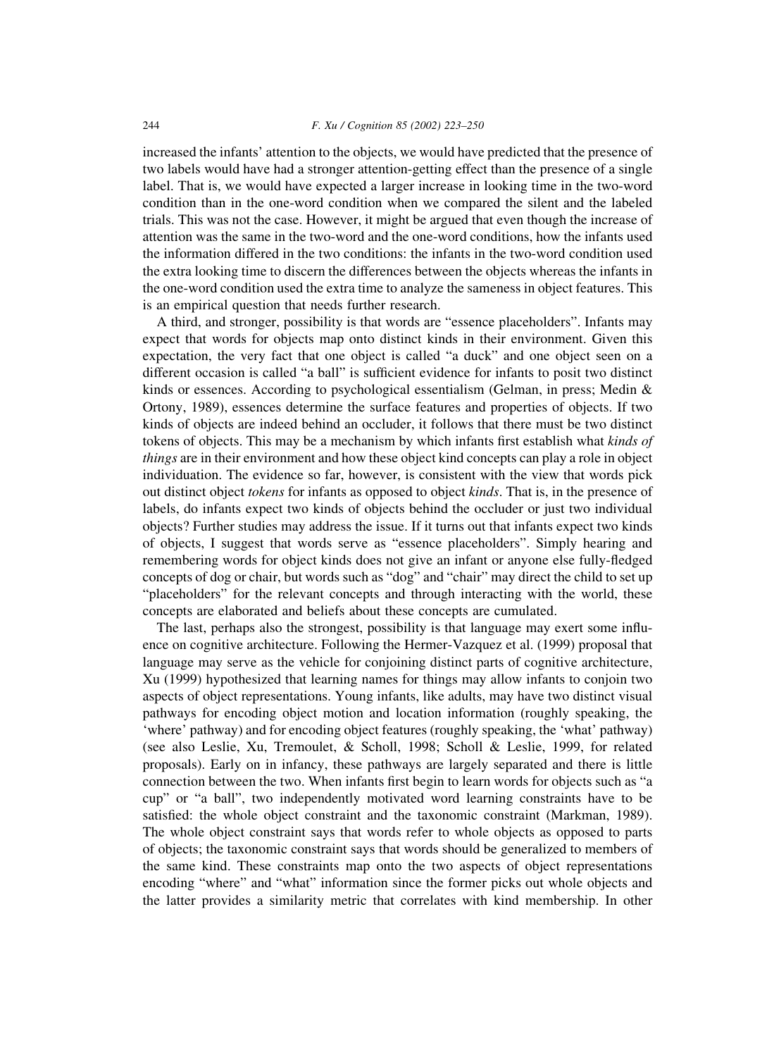increased the infants' attention to the objects, we would have predicted that the presence of two labels would have had a stronger attention-getting effect than the presence of a single label. That is, we would have expected a larger increase in looking time in the two-word condition than in the one-word condition when we compared the silent and the labeled trials. This was not the case. However, it might be argued that even though the increase of attention was the same in the two-word and the one-word conditions, how the infants used the information differed in the two conditions: the infants in the two-word condition used the extra looking time to discern the differences between the objects whereas the infants in the one-word condition used the extra time to analyze the sameness in object features. This is an empirical question that needs further research.

A third, and stronger, possibility is that words are "essence placeholders". Infants may expect that words for objects map onto distinct kinds in their environment. Given this expectation, the very fact that one object is called "a duck" and one object seen on a different occasion is called "a ball" is sufficient evidence for infants to posit two distinct kinds or essences. According to psychological essentialism (Gelman, in press; Medin & Ortony, 1989), essences determine the surface features and properties of objects. If two kinds of objects are indeed behind an occluder, it follows that there must be two distinct tokens of objects. This may be a mechanism by which infants first establish what *kinds of things* are in their environment and how these object kind concepts can play a role in object individuation. The evidence so far, however, is consistent with the view that words pick out distinct object *tokens* for infants as opposed to object *kinds*. That is, in the presence of labels, do infants expect two kinds of objects behind the occluder or just two individual objects? Further studies may address the issue. If it turns out that infants expect two kinds of objects, I suggest that words serve as "essence placeholders". Simply hearing and remembering words for object kinds does not give an infant or anyone else fully-fledged concepts of dog or chair, but words such as "dog" and "chair" may direct the child to set up "placeholders" for the relevant concepts and through interacting with the world, these concepts are elaborated and beliefs about these concepts are cumulated.

The last, perhaps also the strongest, possibility is that language may exert some influence on cognitive architecture. Following the Hermer-Vazquez et al. (1999) proposal that language may serve as the vehicle for conjoining distinct parts of cognitive architecture, Xu (1999) hypothesized that learning names for things may allow infants to conjoin two aspects of object representations. Young infants, like adults, may have two distinct visual pathways for encoding object motion and location information (roughly speaking, the 'where' pathway) and for encoding object features (roughly speaking, the 'what' pathway) (see also Leslie, Xu, Tremoulet, & Scholl, 1998; Scholl & Leslie, 1999, for related proposals). Early on in infancy, these pathways are largely separated and there is little connection between the two. When infants first begin to learn words for objects such as "a cup" or "a ball", two independently motivated word learning constraints have to be satisfied: the whole object constraint and the taxonomic constraint (Markman, 1989). The whole object constraint says that words refer to whole objects as opposed to parts of objects; the taxonomic constraint says that words should be generalized to members of the same kind. These constraints map onto the two aspects of object representations encoding "where" and "what" information since the former picks out whole objects and the latter provides a similarity metric that correlates with kind membership. In other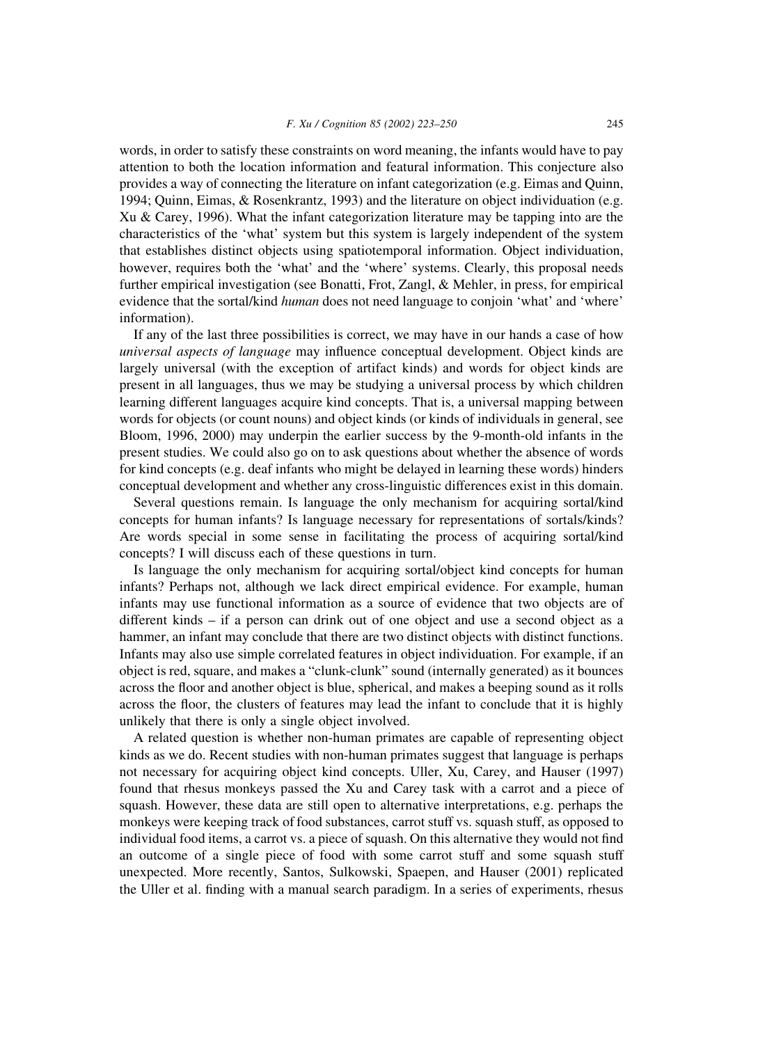words, in order to satisfy these constraints on word meaning, the infants would have to pay attention to both the location information and featural information. This conjecture also provides a way of connecting the literature on infant categorization (e.g. Eimas and Quinn, 1994; Quinn, Eimas, & Rosenkrantz, 1993) and the literature on object individuation (e.g. Xu & Carey, 1996). What the infant categorization literature may be tapping into are the characteristics of the 'what' system but this system is largely independent of the system that establishes distinct objects using spatiotemporal information. Object individuation, however, requires both the 'what' and the 'where' systems. Clearly, this proposal needs further empirical investigation (see Bonatti, Frot, Zangl, & Mehler, in press, for empirical evidence that the sortal/kind *human* does not need language to conjoin 'what' and 'where' information).

If any of the last three possibilities is correct, we may have in our hands a case of how *universal aspects of language* may influence conceptual development. Object kinds are largely universal (with the exception of artifact kinds) and words for object kinds are present in all languages, thus we may be studying a universal process by which children learning different languages acquire kind concepts. That is, a universal mapping between words for objects (or count nouns) and object kinds (or kinds of individuals in general, see Bloom, 1996, 2000) may underpin the earlier success by the 9-month-old infants in the present studies. We could also go on to ask questions about whether the absence of words for kind concepts (e.g. deaf infants who might be delayed in learning these words) hinders conceptual development and whether any cross-linguistic differences exist in this domain.

Several questions remain. Is language the only mechanism for acquiring sortal/kind concepts for human infants? Is language necessary for representations of sortals/kinds? Are words special in some sense in facilitating the process of acquiring sortal/kind concepts? I will discuss each of these questions in turn.

Is language the only mechanism for acquiring sortal/object kind concepts for human infants? Perhaps not, although we lack direct empirical evidence. For example, human infants may use functional information as a source of evidence that two objects are of different kinds – if a person can drink out of one object and use a second object as a hammer, an infant may conclude that there are two distinct objects with distinct functions. Infants may also use simple correlated features in object individuation. For example, if an object is red, square, and makes a "clunk-clunk" sound (internally generated) as it bounces across the floor and another object is blue, spherical, and makes a beeping sound as it rolls across the floor, the clusters of features may lead the infant to conclude that it is highly unlikely that there is only a single object involved.

A related question is whether non-human primates are capable of representing object kinds as we do. Recent studies with non-human primates suggest that language is perhaps not necessary for acquiring object kind concepts. Uller, Xu, Carey, and Hauser (1997) found that rhesus monkeys passed the Xu and Carey task with a carrot and a piece of squash. However, these data are still open to alternative interpretations, e.g. perhaps the monkeys were keeping track of food substances, carrot stuff vs. squash stuff, as opposed to individual food items, a carrot vs. a piece of squash. On this alternative they would not find an outcome of a single piece of food with some carrot stuff and some squash stuff unexpected. More recently, Santos, Sulkowski, Spaepen, and Hauser (2001) replicated the Uller et al. finding with a manual search paradigm. In a series of experiments, rhesus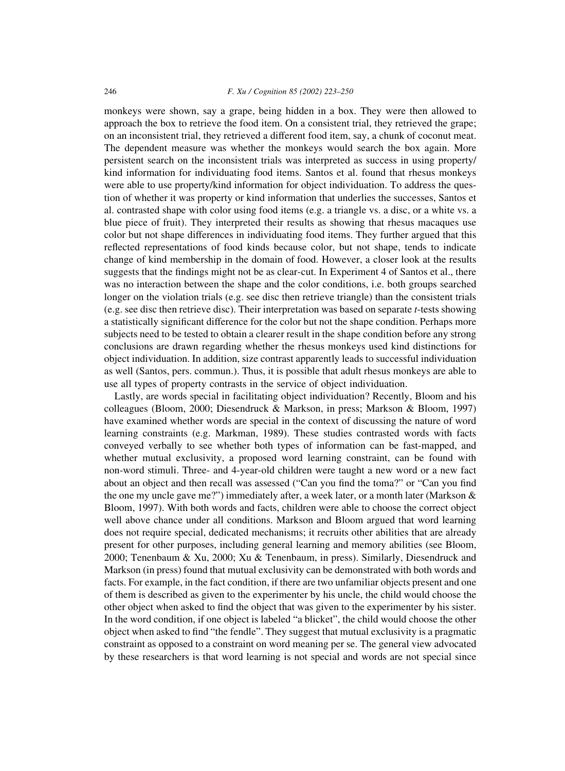monkeys were shown, say a grape, being hidden in a box. They were then allowed to approach the box to retrieve the food item. On a consistent trial, they retrieved the grape; on an inconsistent trial, they retrieved a different food item, say, a chunk of coconut meat. The dependent measure was whether the monkeys would search the box again. More persistent search on the inconsistent trials was interpreted as success in using property/kind information for individuating food items. Santos et al. found that rhesus monkeys were able to use property/kind information for object individuation. To address the question of whether it was property or kind information that underlies the successes, Santos et al. contrasted shape with color using food items (e.g. a triangle vs. a disc, or a white vs. a blue piece of fruit). They interpreted their results as showing that rhesus macaques use color but not shape differences in individuating food items. They further argued that this reflected representations of food kinds because color, but not shape, tends to indicate change of kind membership in the domain of food. However, a closer look at the results suggests that the findings might not be as clear-cut. In Experiment 4 of Santos et al., there was no interaction between the shape and the color conditions, i.e. both groups searched longer on the violation trials (e.g. see disc then retrieve triangle) than the consistent trials (e.g. see disc then retrieve disc). Their interpretation was based on separate *t*-tests showing a statistically significant difference for the color but not the shape condition. Perhaps more subjects need to be tested to obtain a clearer result in the shape condition before any strong conclusions are drawn regarding whether the rhesus monkeys used kind distinctions for object individuation. In addition, size contrast apparently leads to successful individuation as well (Santos, pers. commun.). Thus, it is possible that adult rhesus monkeys are able to use all types of property contrasts in the service of object individuation.

Lastly, are words special in facilitating object individuation? Recently, Bloom and his colleagues (Bloom, 2000; Diesendruck & Markson, in press; Markson & Bloom, 1997) have examined whether words are special in the context of discussing the nature of word learning constraints (e.g. Markman, 1989). These studies contrasted words with facts conveyed verbally to see whether both types of information can be fast-mapped, and whether mutual exclusivity, a proposed word learning constraint, can be found with non-word stimuli. Three- and 4-year-old children were taught a new word or a new fact about an object and then recall was assessed ("Can you find the toma?" or "Can you find the one my uncle gave me?") immediately after, a week later, or a month later (Markson & Bloom, 1997). With both words and facts, children were able to choose the correct object well above chance under all conditions. Markson and Bloom argued that word learning does not require special, dedicated mechanisms; it recruits other abilities that are already present for other purposes, including general learning and memory abilities (see Bloom, 2000; Tenenbaum & Xu, 2000; Xu & Tenenbaum, in press). Similarly, Diesendruck and Markson (in press) found that mutual exclusivity can be demonstrated with both words and facts. For example, in the fact condition, if there are two unfamiliar objects present and one of them is described as given to the experimenter by his uncle, the child would choose the other object when asked to find the object that was given to the experimenter by his sister. In the word condition, if one object is labeled "a blicket", the child would choose the other object when asked to find "the fendle". They suggest that mutual exclusivity is a pragmatic constraint as opposed to a constraint on word meaning per se. The general view advocated by these researchers is that word learning is not special and words are not special since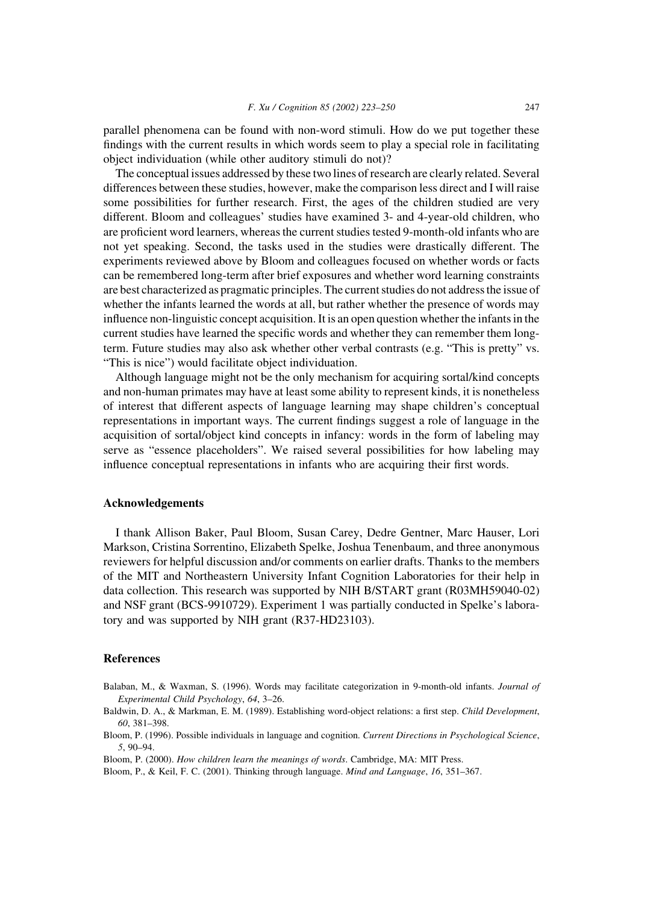parallel phenomena can be found with non-word stimuli. How do we put together these findings with the current results in which words seem to play a special role in facilitating object individuation (while other auditory stimuli do not)?

The conceptual issues addressed by these two lines of research are clearly related. Several differences between these studies, however, make the comparison less direct and I will raise some possibilities for further research. First, the ages of the children studied are very different. Bloom and colleagues' studies have examined 3- and 4-year-old children, who are proficient word learners, whereas the current studies tested 9-month-old infants who are not yet speaking. Second, the tasks used in the studies were drastically different. The experiments reviewed above by Bloom and colleagues focused on whether words or facts can be remembered long-term after brief exposures and whether word learning constraints are best characterized as pragmatic principles. The current studies do not address the issue of whether the infants learned the words at all, but rather whether the presence of words may influence non-linguistic concept acquisition. It is an open question whether the infants in the current studies have learned the specific words and whether they can remember them long-term. Future studies may also ask whether other verbal contrasts (e.g. "This is pretty" vs. "This is nice") would facilitate object individuation.

Although language might not be the only mechanism for acquiring sortal/kind concepts and non-human primates may have at least some ability to represent kinds, it is nonetheless of interest that different aspects of language learning may shape children's conceptual representations in important ways. The current findings suggest a role of language in the acquisition of sortal/object kind concepts in infancy: words in the form of labeling may serve as "essence placeholders". We raised several possibilities for how labeling may influence conceptual representations in infants who are acquiring their first words.

## Acknowledgements

I thank Allison Baker, Paul Bloom, Susan Carey, Dedre Gentner, Marc Hauser, Lori Markson, Cristina Sorrentino, Elizabeth Spelke, Joshua Tenenbaum, and three anonymous reviewers for helpful discussion and/or comments on earlier drafts. Thanks to the members of the MIT and Northeastern University Infant Cognition Laboratories for their help in data collection. This research was supported by NIH B/START grant (R03MH59040-02) and NSF grant (BCS-9910729). Experiment 1 was partially conducted in Spelke's laboratory and was supported by NIH grant (R37-HD23103).

## References

Balaban, M., & Waxman, S. (1996). Words may facilitate categorization in 9-month-old infants. *Journal of Experimental Child Psychology*, *64*, 3–26.

Baldwin, D. A., & Markman, E. M. (1989). Establishing word-object relations: a first step. *Child Development*, *60*, 381–398.

Bloom, P. (1996). Possible individuals in language and cognition. *Current Directions in Psychological Science*, *5*, 90–94.

Bloom, P. (2000). *How children learn the meanings of words*. Cambridge, MA: MIT Press.

Bloom, P., & Keil, F. C. (2001). Thinking through language. *Mind and Language*, *16*, 351–367.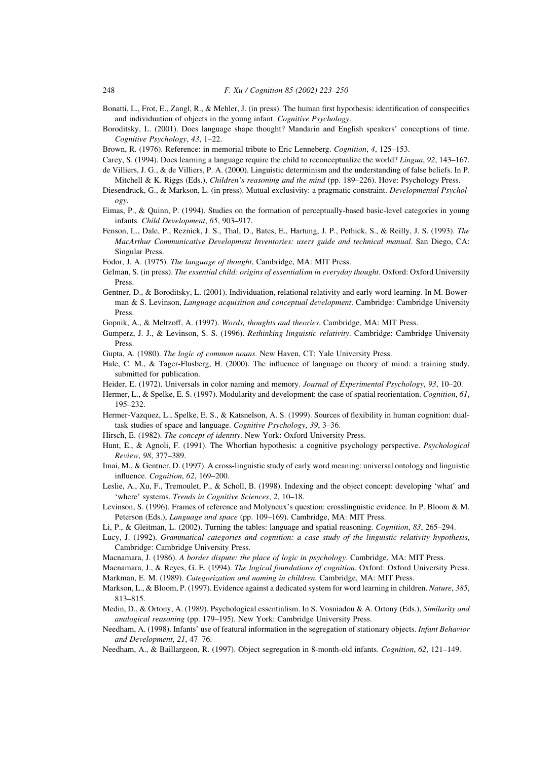Bonatti, L., Frot, E., Zangl, R., & Mehler, J. (in press). The human first hypothesis: identification of conspecifics and individuation of objects in the young infant. *Cognitive Psychology*.

Boroditsky, L. (2001). Does language shape thought? Mandarin and English speakers' conceptions of time. *Cognitive Psychology*, *43*, 1–22.

Brown, R. (1976). Reference: in memorial tribute to Eric Lenneberg. *Cognition*, *4*, 125–153.

Carey, S. (1994). Does learning a language require the child to reconceptualize the world? *Lingua*, *92*, 143–167.

de Villiers, J. G., & de Villiers, P. A. (2000). Linguistic determinism and the understanding of false beliefs. In P. Mitchell & K. Riggs (Eds.), *Children's reasoning and the mind* (pp. 189–226). Hove: Psychology Press.

Diesendruck, G., & Markson, L. (in press). Mutual exclusivity: a pragmatic constraint. *Developmental Psychology*.

Eimas, P., & Quinn, P. (1994). Studies on the formation of perceptually-based basic-level categories in young infants. *Child Development*, *65*, 903–917.

Fenson, L., Dale, P., Reznick, J. S., Thal, D., Bates, E., Hartung, J. P., Pethick, S., & Reilly, J. S. (1993). *The MacArthur Communicative Development Inventories: users guide and technical manual*. San Diego, CA: Singular Press.

Fodor, J. A. (1975). *The language of thought*, Cambridge, MA: MIT Press.

Gelman, S. (in press). *The essential child: origins of essentialism in everyday thought*. Oxford: Oxford University Press.

Gentner, D., & Boroditsky, L. (2001). Individuation, relational relativity and early word learning. In M. Bowerman & S. Levinson, *Language acquisition and conceptual development*. Cambridge: Cambridge University Press.

Gopnik, A., & Meltzoff, A. (1997). *Words, thoughts and theories*. Cambridge, MA: MIT Press.

Gumperz, J. J., & Levinson, S. S. (1996). *Rethinking linguistic relativity*. Cambridge: Cambridge University Press.

Gupta, A. (1980). *The logic of common nouns*. New Haven, CT: Yale University Press.

Hale, C. M., & Tager-Flusberg, H. (2000). The influence of language on theory of mind: a training study, submitted for publication.

Heider, E. (1972). Universals in color naming and memory. *Journal of Experimental Psychology*, *93*, 10–20.

Hermer, L., & Spelke, E. S. (1997). Modularity and development: the case of spatial reorientation. *Cognition*, *61*, 195–232.

Hermer-Vazquez, L., Spelke, E. S., & Katsnelson, A. S. (1999). Sources of flexibility in human cognition: dual-task studies of space and language. *Cognitive Psychology*, *39*, 3–36.

Hirsch, E. (1982). *The concept of identity*. New York: Oxford University Press.

Hunt, E., & Agnoli, F. (1991). The Whorfian hypothesis: a cognitive psychology perspective. *Psychological Review*, *98*, 377–389.

Imai, M., & Gentner, D. (1997). A cross-linguistic study of early word meaning: universal ontology and linguistic influence. *Cognition*, *62*, 169–200.

Leslie, A., Xu, F., Tremoulet, P., & Scholl, B. (1998). Indexing and the object concept: developing 'what' and 'where' systems. *Trends in Cognitive Sciences*, *2*, 10–18.

Levinson, S. (1996). Frames of reference and Molyneux's question: crosslinguistic evidence. In P. Bloom & M. Peterson (Eds.), *Language and space* (pp. 109–169). Cambridge, MA: MIT Press.

Li, P., & Gleitman, L. (2002). Turning the tables: language and spatial reasoning. *Cognition*, *83*, 265–294.

Lucy, J. (1992). *Grammatical categories and cognition: a case study of the linguistic relativity hypothesis*, Cambridge: Cambridge University Press.

Macnamara, J. (1986). *A border dispute: the place of logic in psychology*. Cambridge, MA: MIT Press.

Macnamara, J., & Reyes, G. E. (1994). *The logical foundations of cognition*. Oxford: Oxford University Press.

Markman, E. M. (1989). *Categorization and naming in children*. Cambridge, MA: MIT Press.

Markson, L., & Bloom, P. (1997). Evidence against a dedicated system for word learning in children. *Nature*, *385*, 813–815.

Medin, D., & Ortony, A. (1989). Psychological essentialism. In S. Vosniadou & A. Ortony (Eds.), *Similarity and analogical reasoning* (pp. 179–195). New York: Cambridge University Press.

Needham, A. (1998). Infants' use of featural information in the segregation of stationary objects. *Infant Behavior and Development*, *21*, 47–76.

Needham, A., & Baillargeon, R. (1997). Object segregation in 8-month-old infants. *Cognition*, *62*, 121–149.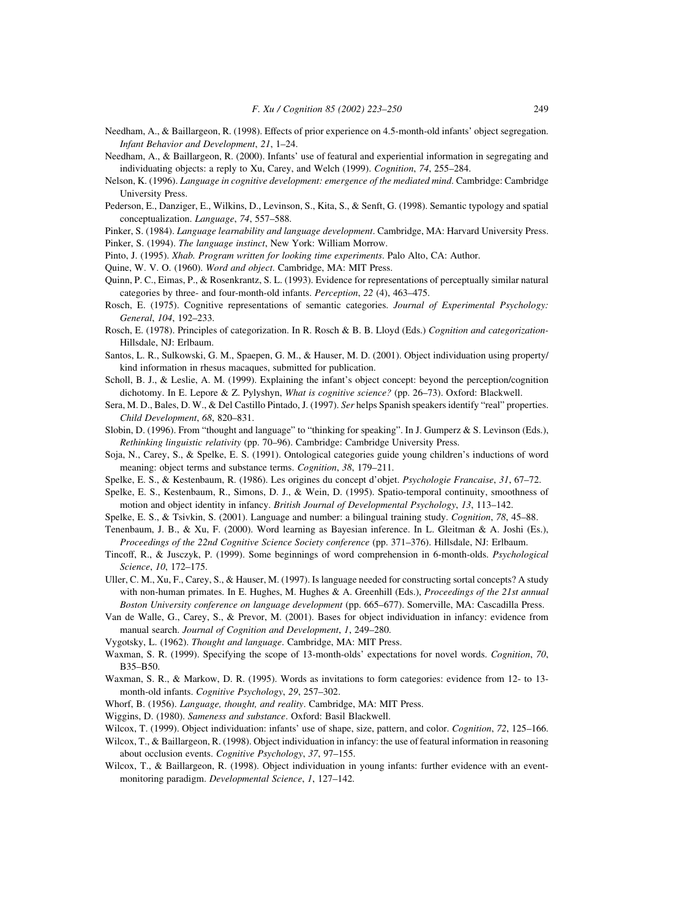Needham, A., & Baillargeon, R. (1998). Effects of prior experience on 4.5-month-old infants' object segregation. *Infant Behavior and Development*, *21*, 1–24.

Needham, A., & Baillargeon, R. (2000). Infants' use of featural and experiential information in segregating and individuating objects: a reply to Xu, Carey, and Welch (1999). *Cognition*, *74*, 255–284.

Nelson, K. (1996). *Language in cognitive development: emergence of the mediated mind*. Cambridge: Cambridge University Press.

Pederson, E., Danziger, E., Wilkins, D., Levinson, S., Kita, S., & Senft, G. (1998). Semantic typology and spatial conceptualization. *Language*, *74*, 557–588.

Pinker, S. (1984). *Language learnability and language development*. Cambridge, MA: Harvard University Press.

Pinker, S. (1994). *The language instinct*, New York: William Morrow.

Pinto, J. (1995). *Xhab. Program written for looking time experiments*. Palo Alto, CA: Author.

Quine, W. V. O. (1960). *Word and object*. Cambridge, MA: MIT Press.

Quinn, P. C., Eimas, P., & Rosenkrantz, S. L. (1993). Evidence for representations of perceptually similar natural categories by three- and four-month-old infants. *Perception*, *22* (4), 463–475.

Rosch, E. (1975). Cognitive representations of semantic categories. *Journal of Experimental Psychology: General*, *104*, 192–233.

Rosch, E. (1978). Principles of categorization. In R. Rosch & B. B. Lloyd (Eds.) *Cognition and categorization*- Hillsdale, NJ: Erlbaum.

Santos, L. R., Sulkowski, G. M., Spaepen, G. M., & Hauser, M. D. (2001). Object individuation using property/kind information in rhesus macaques, submitted for publication.

Scholl, B. J., & Leslie, A. M. (1999). Explaining the infant's object concept: beyond the perception/cognition dichotomy. In E. Lepore & Z. Pylyshyn, *What is cognitive science?* (pp. 26–73). Oxford: Blackwell.

Sera, M. D., Bales, D. W., & Del Castillo Pintado, J. (1997). *Ser* helps Spanish speakers identify "real" properties. *Child Development*, *68*, 820–831.

Slobin, D. (1996). From "thought and language" to "thinking for speaking". In J. Gumperz & S. Levinson (Eds.), *Rethinking linguistic relativity* (pp. 70–96). Cambridge: Cambridge University Press.

Soja, N., Carey, S., & Spelke, E. S. (1991). Ontological categories guide young children's inductions of word meaning: object terms and substance terms. *Cognition*, *38*, 179–211.

Spelke, E. S., & Kestenbaum, R. (1986). Les origines du concept d'objet. *Psychologie Francaise*, *31*, 67–72.

Spelke, E. S., Kestenbaum, R., Simons, D. J., & Wein, D. (1995). Spatio-temporal continuity, smoothness of motion and object identity in infancy. *British Journal of Developmental Psychology*, *13*, 113–142.

Spelke, E. S., & Tsivkin, S. (2001). Language and number: a bilingual training study. *Cognition*, *78*, 45–88.

Tenenbaum, J. B., & Xu, F. (2000). Word learning as Bayesian inference. In L. Gleitman & A. Joshi (Es.), *Proceedings of the 22nd Cognitive Science Society conference* (pp. 371–376). Hillsdale, NJ: Erlbaum.

Tincoff, R., & Jusczyk, P. (1999). Some beginnings of word comprehension in 6-month-olds. *Psychological Science*, *10*, 172–175.

Uller, C. M., Xu, F., Carey, S., & Hauser, M. (1997). Is language needed for constructing sortal concepts? A study with non-human primates. In E. Hughes, M. Hughes & A. Greenhill (Eds.), *Proceedings of the 21st annual Boston University conference on language development* (pp. 665–677). Somerville, MA: Cascadilla Press.

Van de Walle, G., Carey, S., & Prevor, M. (2001). Bases for object individuation in infancy: evidence from manual search. *Journal of Cognition and Development*, *1*, 249–280.

Vygotsky, L. (1962). *Thought and language*. Cambridge, MA: MIT Press.

Waxman, S. R. (1999). Specifying the scope of 13-month-olds' expectations for novel words. *Cognition*, *70*, B35–B50.

Waxman, S. R., & Markow, D. R. (1995). Words as invitations to form categories: evidence from 12- to 13-month-old infants. *Cognitive Psychology*, *29*, 257–302.

Whorf, B. (1956). *Language, thought, and reality*. Cambridge, MA: MIT Press.

Wiggins, D. (1980). *Sameness and substance*. Oxford: Basil Blackwell.

Wilcox, T. (1999). Object individuation: infants' use of shape, size, pattern, and color. *Cognition*, *72*, 125–166.

Wilcox, T., & Baillargeon, R. (1998). Object individuation in infancy: the use of featural information in reasoning about occlusion events. *Cognitive Psychology*, *37*, 97–155.

Wilcox, T., & Baillargeon, R. (1998). Object individuation in young infants: further evidence with an event-monitoring paradigm. *Developmental Science*, *1*, 127–142.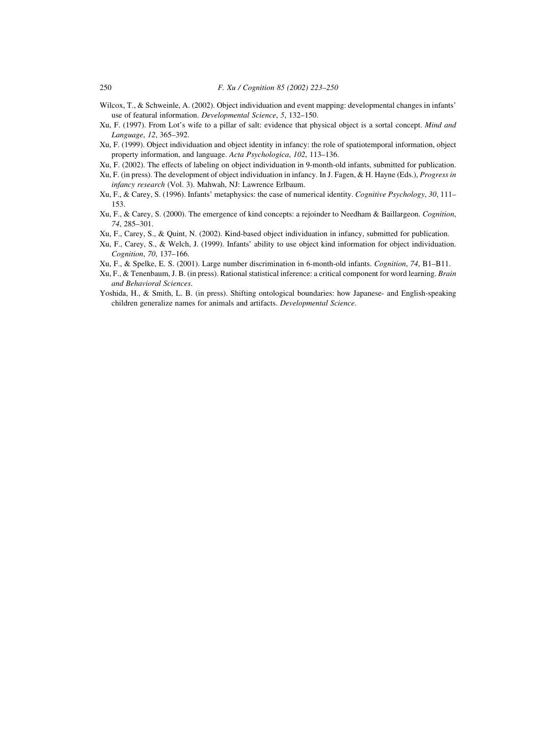Wilcox, T., & Schweinle, A. (2002). Object individuation and event mapping: developmental changes in infants' use of featural information. *Developmental Science*, *5*, 132–150.

Xu, F. (1997). From Lot's wife to a pillar of salt: evidence that physical object is a sortal concept. *Mind and Language*, *12*, 365–392.

Xu, F. (1999). Object individuation and object identity in infancy: the role of spatiotemporal information, object property information, and language. *Acta Psychologica*, *102*, 113–136.

Xu, F. (2002). The effects of labeling on object individuation in 9-month-old infants, submitted for publication.

Xu, F. (in press). The development of object individuation in infancy. In J. Fagen, & H. Hayne (Eds.), *Progress in infancy research* (Vol. 3). Mahwah, NJ: Lawrence Erlbaum.

Xu, F., & Carey, S. (1996). Infants' metaphysics: the case of numerical identity. *Cognitive Psychology*, *30*, 111–153.

Xu, F., & Carey, S. (2000). The emergence of kind concepts: a rejoinder to Needham & Baillargeon. *Cognition*, *74*, 285–301.

Xu, F., Carey, S., & Quint, N. (2002). Kind-based object individuation in infancy, submitted for publication.

Xu, F., Carey, S., & Welch, J. (1999). Infants' ability to use object kind information for object individuation. *Cognition*, *70*, 137–166.

Xu, F., & Spelke, E. S. (2001). Large number discrimination in 6-month-old infants. *Cognition*, *74*, B1–B11.

Xu, F., & Tenenbaum, J. B. (in press). Rational statistical inference: a critical component for word learning. *Brain and Behavioral Sciences*.

Yoshida, H., & Smith, L. B. (in press). Shifting ontological boundaries: how Japanese- and English-speaking children generalize names for animals and artifacts. *Developmental Science*.